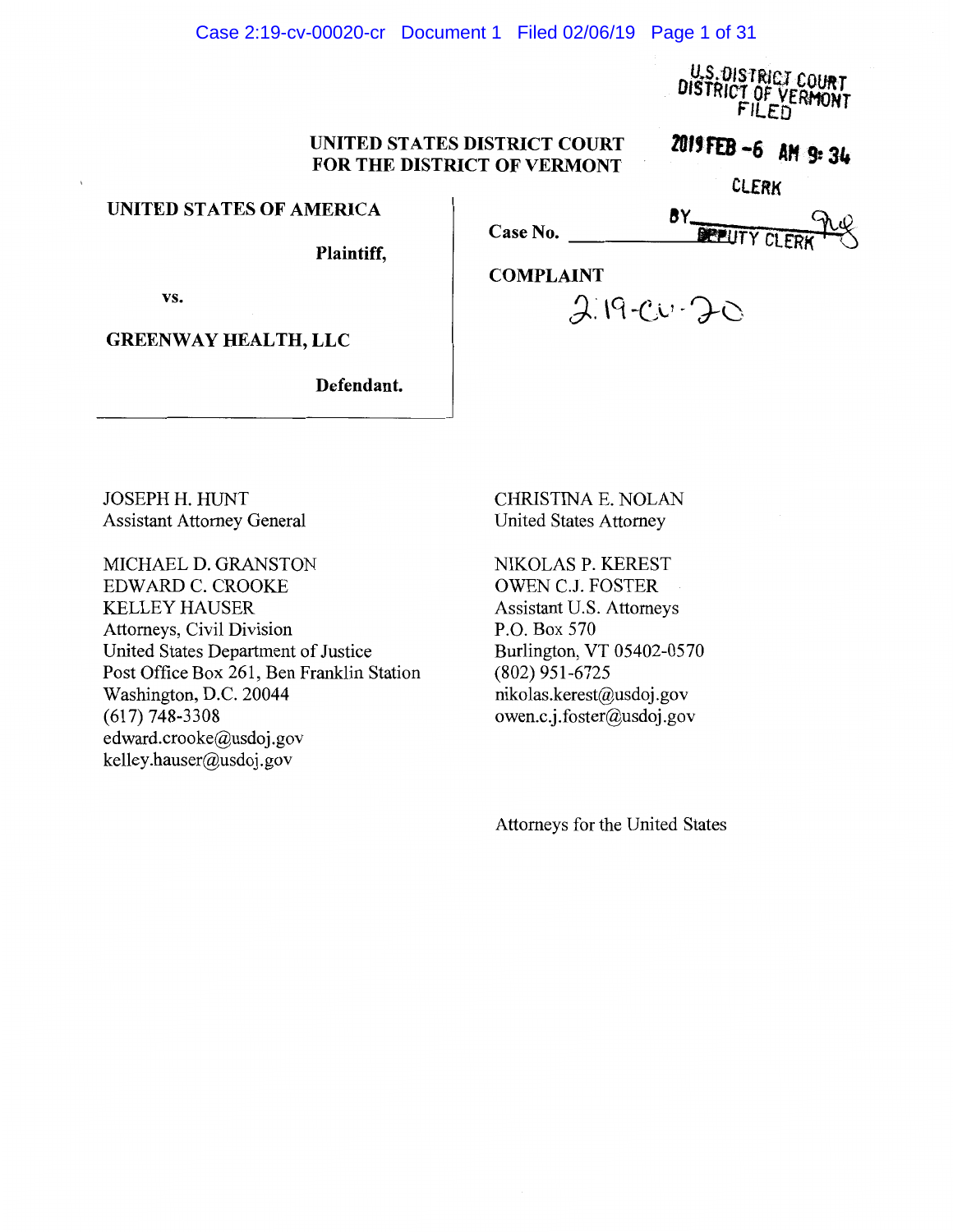U.S. DISTRICT COURT
DISTRICT OF VERMONT
FILED

2019 FEB -6 AM 9:34

CLERK

BY DEPUTY CLERK

**UNITED STATES DISTRICT COURT**
**FOR THE DISTRICT OF VERMONT**

**UNITED STATES OF AMERICA**

**Plaintiff,**

**vs.**

**GREENWAY HEALTH, LLC**

**Defendant.**

**Case No.** 2:19-cv-20

**COMPLAINT**

JOSEPH H. HUNT
Assistant Attorney General

MICHAEL D. GRANSTON
EDWARD C. CROOKE
KELLEY HAUSER
Attorneys, Civil Division
United States Department of Justice
Post Office Box 261, Ben Franklin Station
Washington, D.C. 20044
(617) 748-3308
edward.crooke@usdoj.gov
kelley.hauser@usdoj.gov

CHRISTINA E. NOLAN
United States Attorney

NIKOLAS P. KEREST
OWEN C.J. FOSTER
Assistant U.S. Attorneys
P.O. Box 570
Burlington, VT 05402-0570
(802) 951-6725
nikolas.kerest@usdoj.gov
owen.c.j.foster@usdoj.gov

Attorneys for the United States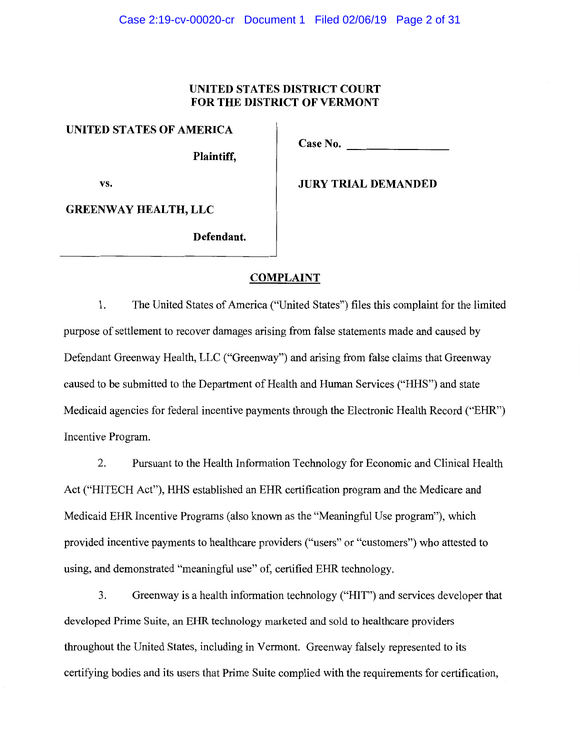**UNITED STATES DISTRICT COURT**
**FOR THE DISTRICT OF VERMONT**

| | |
|---|---|
| **UNITED STATES OF AMERICA** | **Case No. ______________** |
| **Plaintiff,** | |
| vs. | **JURY TRIAL DEMANDED** |
| **GREENWAY HEALTH, LLC** | |
| **Defendant.** | |

## COMPLAINT

1. The United States of America ("United States") files this complaint for the limited purpose of settlement to recover damages arising from false statements made and caused by Defendant Greenway Health, LLC ("Greenway") and arising from false claims that Greenway caused to be submitted to the Department of Health and Human Services ("HHS") and state Medicaid agencies for federal incentive payments through the Electronic Health Record ("EHR") Incentive Program.

2. Pursuant to the Health Information Technology for Economic and Clinical Health Act ("HITECH Act"), HHS established an EHR certification program and the Medicare and Medicaid EHR Incentive Programs (also known as the "Meaningful Use program"), which provided incentive payments to healthcare providers ("users" or "customers") who attested to using, and demonstrated "meaningful use" of, certified EHR technology.

3. Greenway is a health information technology ("HIT") and services developer that developed Prime Suite, an EHR technology marketed and sold to healthcare providers throughout the United States, including in Vermont. Greenway falsely represented to its certifying bodies and its users that Prime Suite complied with the requirements for certification,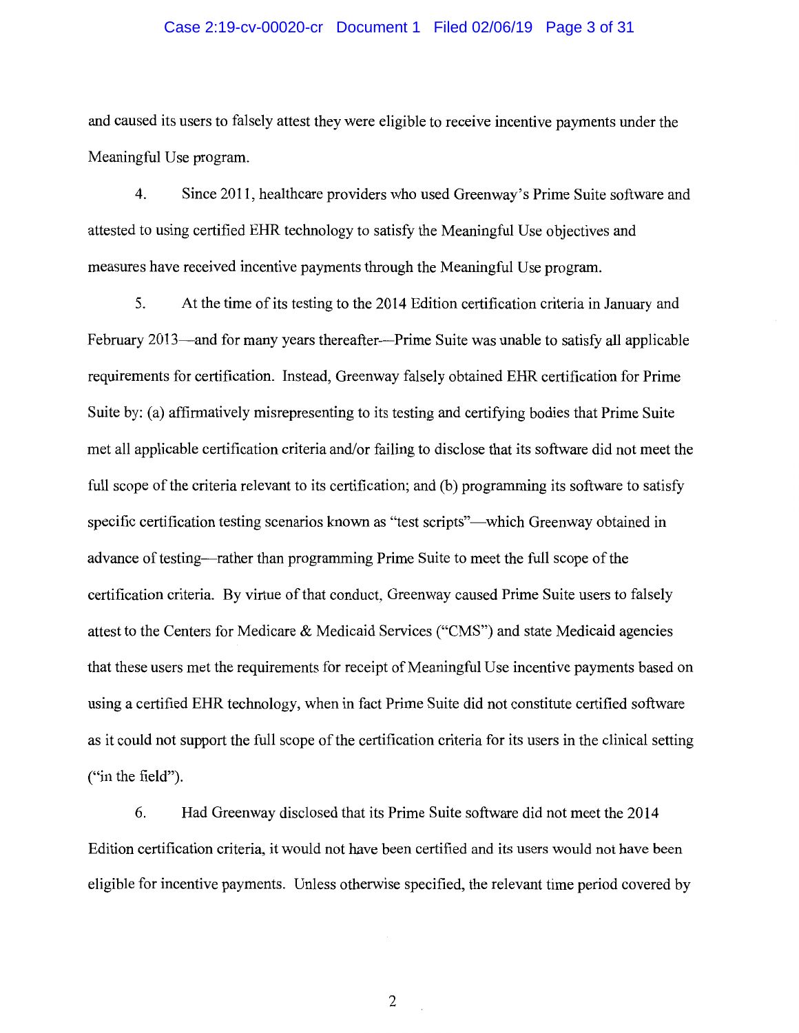and caused its users to falsely attest they were eligible to receive incentive payments under the Meaningful Use program.

4. Since 2011, healthcare providers who used Greenway's Prime Suite software and attested to using certified EHR technology to satisfy the Meaningful Use objectives and measures have received incentive payments through the Meaningful Use program.

5. At the time of its testing to the 2014 Edition certification criteria in January and February 2013—and for many years thereafter—Prime Suite was unable to satisfy all applicable requirements for certification. Instead, Greenway falsely obtained EHR certification for Prime Suite by: (a) affirmatively misrepresenting to its testing and certifying bodies that Prime Suite met all applicable certification criteria and/or failing to disclose that its software did not meet the full scope of the criteria relevant to its certification; and (b) programming its software to satisfy specific certification testing scenarios known as "test scripts"—which Greenway obtained in advance of testing—rather than programming Prime Suite to meet the full scope of the certification criteria. By virtue of that conduct, Greenway caused Prime Suite users to falsely attest to the Centers for Medicare & Medicaid Services ("CMS") and state Medicaid agencies that these users met the requirements for receipt of Meaningful Use incentive payments based on using a certified EHR technology, when in fact Prime Suite did not constitute certified software as it could not support the full scope of the certification criteria for its users in the clinical setting ("in the field").

6. Had Greenway disclosed that its Prime Suite software did not meet the 2014 Edition certification criteria, it would not have been certified and its users would not have been eligible for incentive payments. Unless otherwise specified, the relevant time period covered by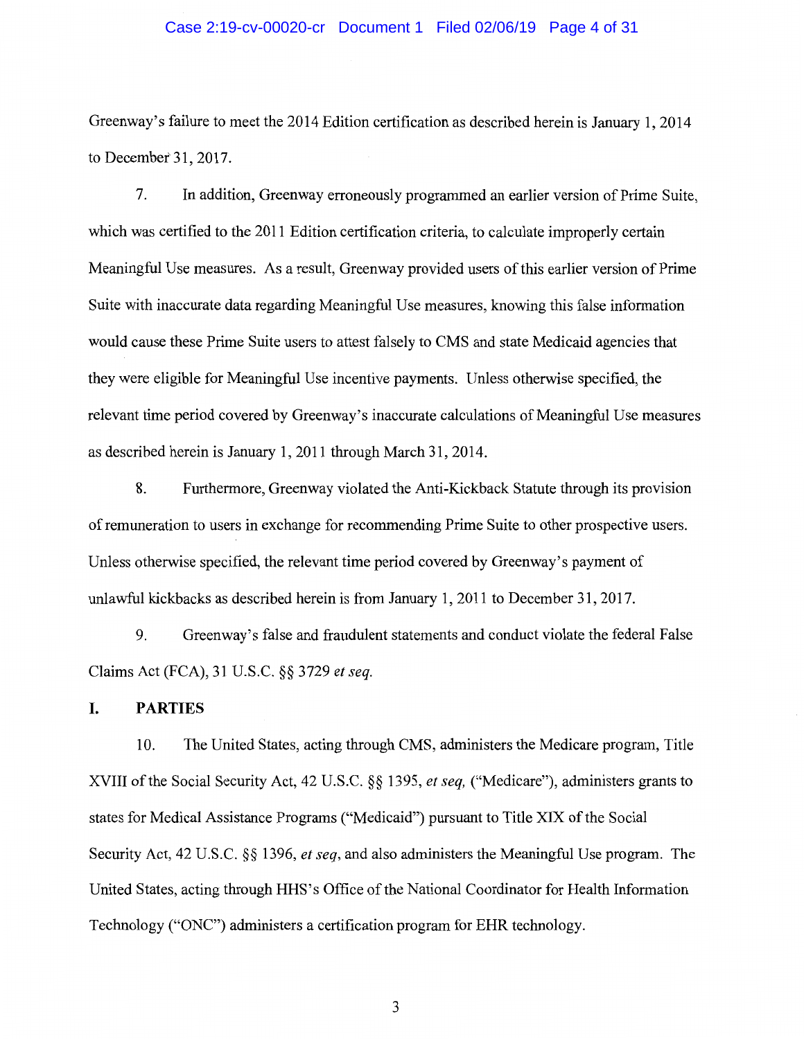Greenway's failure to meet the 2014 Edition certification as described herein is January 1, 2014 to December 31, 2017.

7. In addition, Greenway erroneously programmed an earlier version of Prime Suite, which was certified to the 2011 Edition certification criteria, to calculate improperly certain Meaningful Use measures. As a result, Greenway provided users of this earlier version of Prime Suite with inaccurate data regarding Meaningful Use measures, knowing this false information would cause these Prime Suite users to attest falsely to CMS and state Medicaid agencies that they were eligible for Meaningful Use incentive payments. Unless otherwise specified, the relevant time period covered by Greenway's inaccurate calculations of Meaningful Use measures as described herein is January 1, 2011 through March 31, 2014.

8. Furthermore, Greenway violated the Anti-Kickback Statute through its provision of remuneration to users in exchange for recommending Prime Suite to other prospective users. Unless otherwise specified, the relevant time period covered by Greenway's payment of unlawful kickbacks as described herein is from January 1, 2011 to December 31, 2017.

9. Greenway's false and fraudulent statements and conduct violate the federal False Claims Act (FCA), 31 U.S.C. §§ 3729 *et seq.*

## I. PARTIES

10. The United States, acting through CMS, administers the Medicare program, Title XVIII of the Social Security Act, 42 U.S.C. §§ 1395, *et seq,* ("Medicare"), administers grants to states for Medical Assistance Programs ("Medicaid") pursuant to Title XIX of the Social Security Act, 42 U.S.C. §§ 1396, *et seq*, and also administers the Meaningful Use program. The United States, acting through HHS's Office of the National Coordinator for Health Information Technology ("ONC") administers a certification program for EHR technology.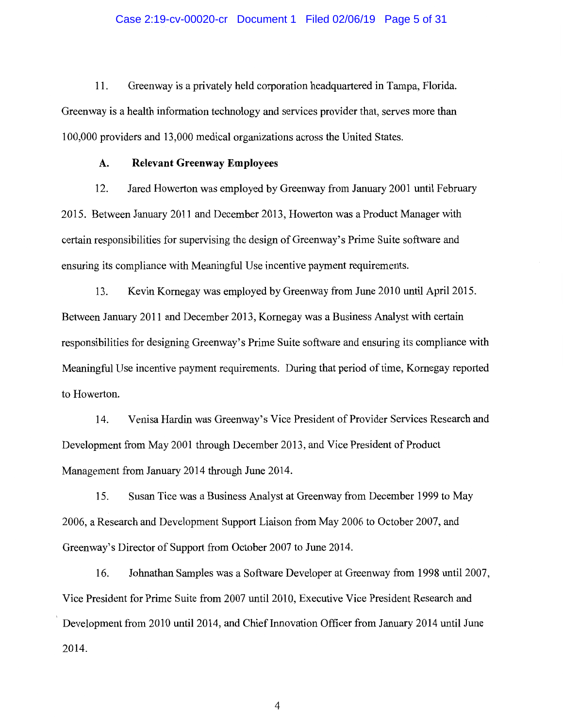11. Greenway is a privately held corporation headquartered in Tampa, Florida. Greenway is a health information technology and services provider that, serves more than 100,000 providers and 13,000 medical organizations across the United States.

### A. Relevant Greenway Employees

12. Jared Howerton was employed by Greenway from January 2001 until February 2015. Between January 2011 and December 2013, Howerton was a Product Manager with certain responsibilities for supervising the design of Greenway's Prime Suite software and ensuring its compliance with Meaningful Use incentive payment requirements.

13. Kevin Kornegay was employed by Greenway from June 2010 until April 2015. Between January 2011 and December 2013, Kornegay was a Business Analyst with certain responsibilities for designing Greenway's Prime Suite software and ensuring its compliance with Meaningful Use incentive payment requirements. During that period of time, Kornegay reported to Howerton.

14. Venisa Hardin was Greenway's Vice President of Provider Services Research and Development from May 2001 through December 2013, and Vice President of Product Management from January 2014 through June 2014.

15. Susan Tice was a Business Analyst at Greenway from December 1999 to May 2006, a Research and Development Support Liaison from May 2006 to October 2007, and Greenway's Director of Support from October 2007 to June 2014.

16. Johnathan Samples was a Software Developer at Greenway from 1998 until 2007, Vice President for Prime Suite from 2007 until 2010, Executive Vice President Research and Development from 2010 until 2014, and Chief Innovation Officer from January 2014 until June 2014.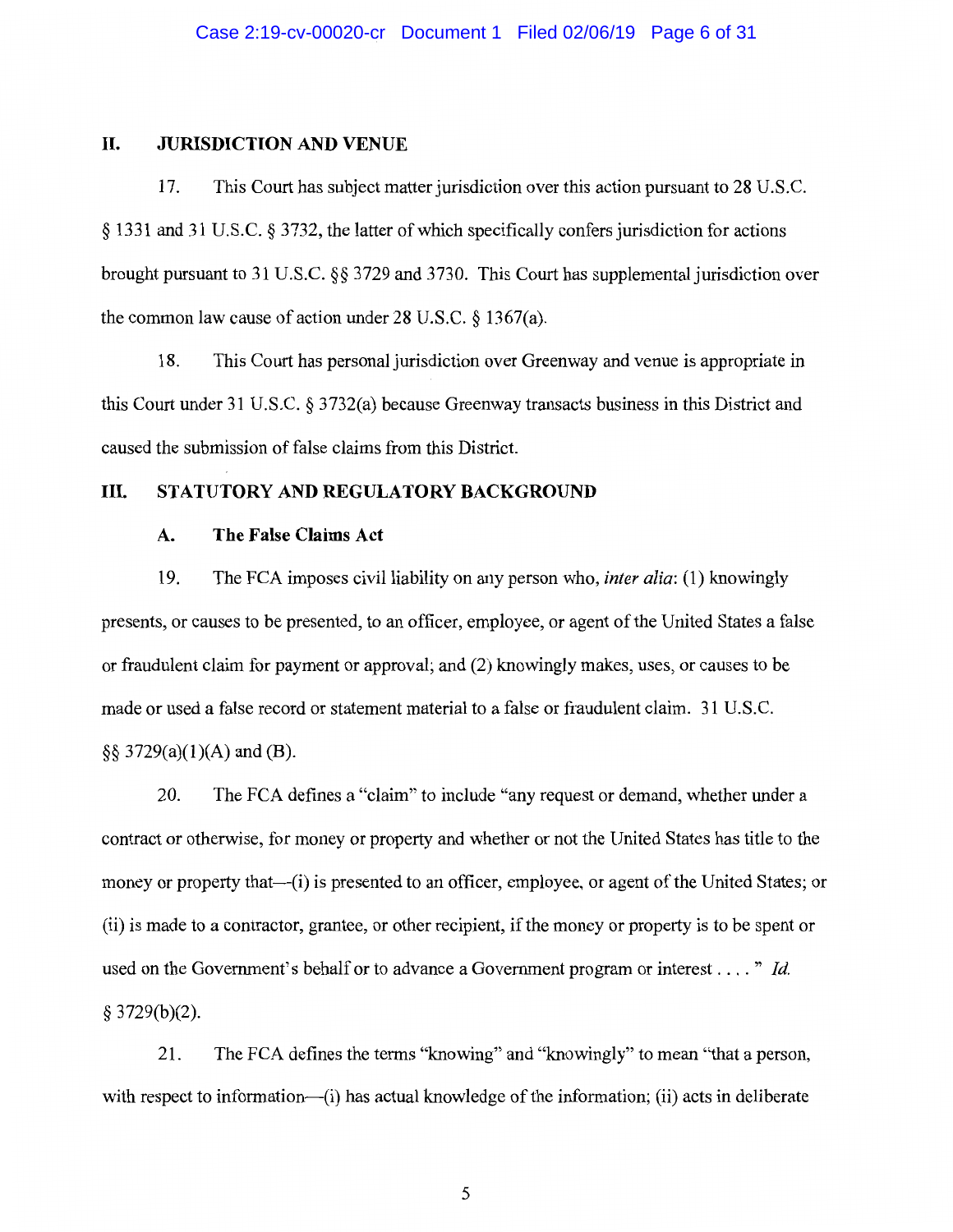## II. JURISDICTION AND VENUE

17. This Court has subject matter jurisdiction over this action pursuant to 28 U.S.C. § 1331 and 31 U.S.C. § 3732, the latter of which specifically confers jurisdiction for actions brought pursuant to 31 U.S.C. §§ 3729 and 3730. This Court has supplemental jurisdiction over the common law cause of action under 28 U.S.C. § 1367(a).

18. This Court has personal jurisdiction over Greenway and venue is appropriate in this Court under 31 U.S.C. § 3732(a) because Greenway transacts business in this District and caused the submission of false claims from this District.

## III. STATUTORY AND REGULATORY BACKGROUND

### A. The False Claims Act

19. The FCA imposes civil liability on any person who, *inter alia*: (1) knowingly presents, or causes to be presented, to an officer, employee, or agent of the United States a false or fraudulent claim for payment or approval; and (2) knowingly makes, uses, or causes to be made or used a false record or statement material to a false or fraudulent claim. 31 U.S.C. §§ 3729(a)(1)(A) and (B).

20. The FCA defines a "claim" to include "any request or demand, whether under a contract or otherwise, for money or property and whether or not the United States has title to the money or property that—(i) is presented to an officer, employee, or agent of the United States; or (ii) is made to a contractor, grantee, or other recipient, if the money or property is to be spent or used on the Government's behalf or to advance a Government program or interest . . . ." *Id.* § 3729(b)(2).

21. The FCA defines the terms "knowing" and "knowingly" to mean "that a person, with respect to information—(i) has actual knowledge of the information; (ii) acts in deliberate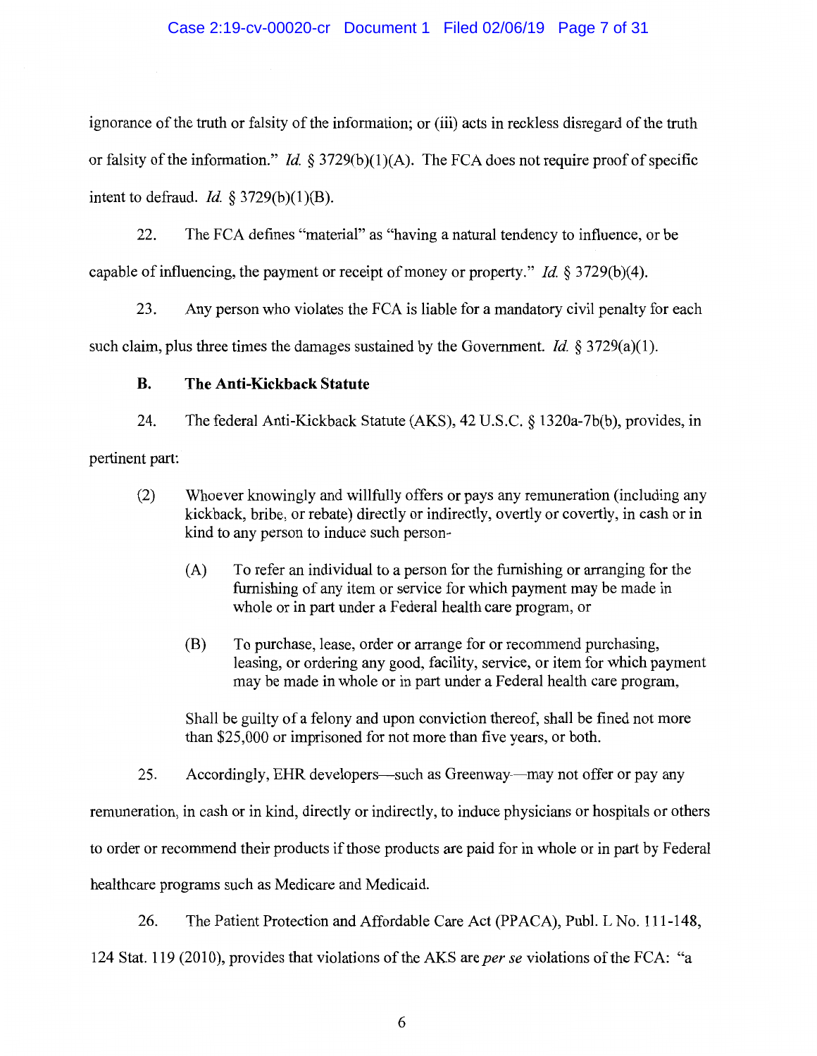ignorance of the truth or falsity of the information; or (iii) acts in reckless disregard of the truth or falsity of the information." *Id.* § 3729(b)(1)(A). The FCA does not require proof of specific intent to defraud. *Id.* § 3729(b)(1)(B).

22. The FCA defines "material" as "having a natural tendency to influence, or be capable of influencing, the payment or receipt of money or property." *Id.* § 3729(b)(4).

23. Any person who violates the FCA is liable for a mandatory civil penalty for each such claim, plus three times the damages sustained by the Government. *Id.* § 3729(a)(1).

### B. The Anti-Kickback Statute

24. The federal Anti-Kickback Statute (AKS), 42 U.S.C. § 1320a-7b(b), provides, in pertinent part:

> (2) Whoever knowingly and willfully offers or pays any remuneration (including any kickback, bribe, or rebate) directly or indirectly, overtly or covertly, in cash or in kind to any person to induce such person-
>
> > (A) To refer an individual to a person for the furnishing or arranging for the furnishing of any item or service for which payment may be made in whole or in part under a Federal health care program, or
> >
> > (B) To purchase, lease, order or arrange for or recommend purchasing, leasing, or ordering any good, facility, service, or item for which payment may be made in whole or in part under a Federal health care program,
>
> Shall be guilty of a felony and upon conviction thereof, shall be fined not more than $25,000 or imprisoned for not more than five years, or both.

25. Accordingly, EHR developers—such as Greenway—may not offer or pay any remuneration, in cash or in kind, directly or indirectly, to induce physicians or hospitals or others to order or recommend their products if those products are paid for in whole or in part by Federal healthcare programs such as Medicare and Medicaid.

26. The Patient Protection and Affordable Care Act (PPACA), Publ. L No. 111-148, 124 Stat. 119 (2010), provides that violations of the AKS are *per se* violations of the FCA: "a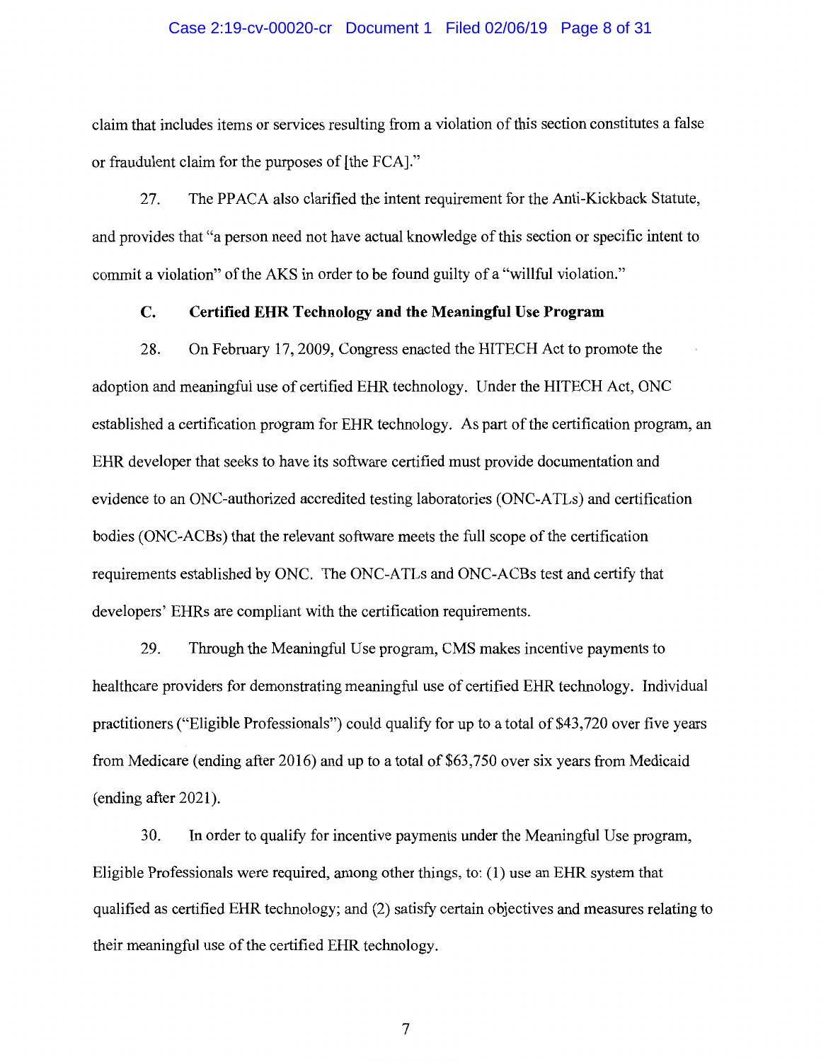claim that includes items or services resulting from a violation of this section constitutes a false or fraudulent claim for the purposes of [the FCA]."

27. The PPACA also clarified the intent requirement for the Anti-Kickback Statute, and provides that "a person need not have actual knowledge of this section or specific intent to commit a violation" of the AKS in order to be found guilty of a "willful violation."

### C. Certified EHR Technology and the Meaningful Use Program

28. On February 17, 2009, Congress enacted the HITECH Act to promote the adoption and meaningful use of certified EHR technology. Under the HITECH Act, ONC established a certification program for EHR technology. As part of the certification program, an EHR developer that seeks to have its software certified must provide documentation and evidence to an ONC-authorized accredited testing laboratories (ONC-ATLs) and certification bodies (ONC-ACBs) that the relevant software meets the full scope of the certification requirements established by ONC. The ONC-ATLs and ONC-ACBs test and certify that developers' EHRs are compliant with the certification requirements.

29. Through the Meaningful Use program, CMS makes incentive payments to healthcare providers for demonstrating meaningful use of certified EHR technology. Individual practitioners ("Eligible Professionals") could qualify for up to a total of $43,720 over five years from Medicare (ending after 2016) and up to a total of $63,750 over six years from Medicaid (ending after 2021).

30. In order to qualify for incentive payments under the Meaningful Use program, Eligible Professionals were required, among other things, to: (1) use an EHR system that qualified as certified EHR technology; and (2) satisfy certain objectives and measures relating to their meaningful use of the certified EHR technology.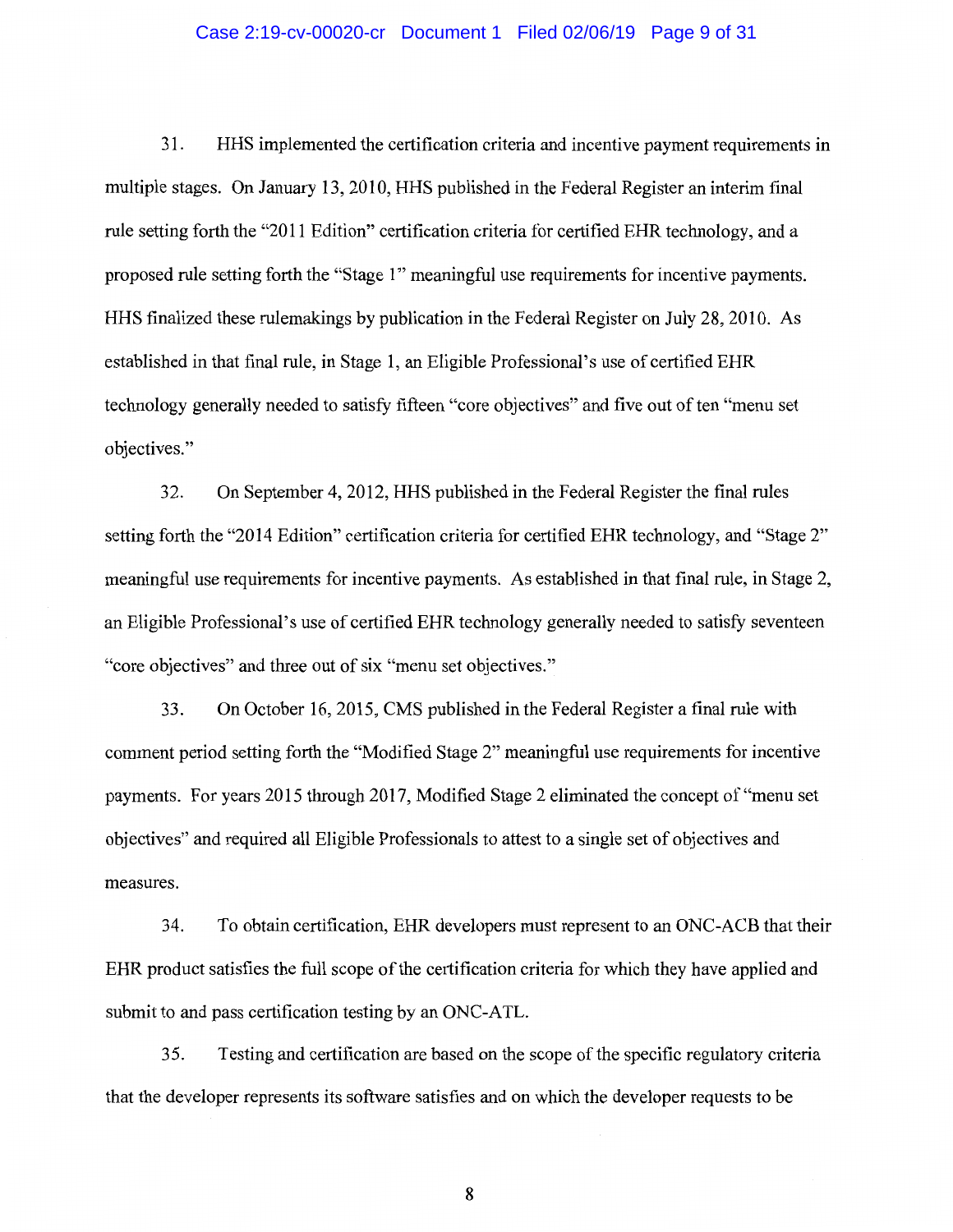31. HHS implemented the certification criteria and incentive payment requirements in multiple stages. On January 13, 2010, HHS published in the Federal Register an interim final rule setting forth the "2011 Edition" certification criteria for certified EHR technology, and a proposed rule setting forth the "Stage 1" meaningful use requirements for incentive payments. HHS finalized these rulemakings by publication in the Federal Register on July 28, 2010. As established in that final rule, in Stage 1, an Eligible Professional's use of certified EHR technology generally needed to satisfy fifteen "core objectives" and five out of ten "menu set objectives."

32. On September 4, 2012, HHS published in the Federal Register the final rules setting forth the "2014 Edition" certification criteria for certified EHR technology, and "Stage 2" meaningful use requirements for incentive payments. As established in that final rule, in Stage 2, an Eligible Professional's use of certified EHR technology generally needed to satisfy seventeen "core objectives" and three out of six "menu set objectives."

33. On October 16, 2015, CMS published in the Federal Register a final rule with comment period setting forth the "Modified Stage 2" meaningful use requirements for incentive payments. For years 2015 through 2017, Modified Stage 2 eliminated the concept of "menu set objectives" and required all Eligible Professionals to attest to a single set of objectives and measures.

34. To obtain certification, EHR developers must represent to an ONC-ACB that their EHR product satisfies the full scope of the certification criteria for which they have applied and submit to and pass certification testing by an ONC-ATL.

35. Testing and certification are based on the scope of the specific regulatory criteria that the developer represents its software satisfies and on which the developer requests to be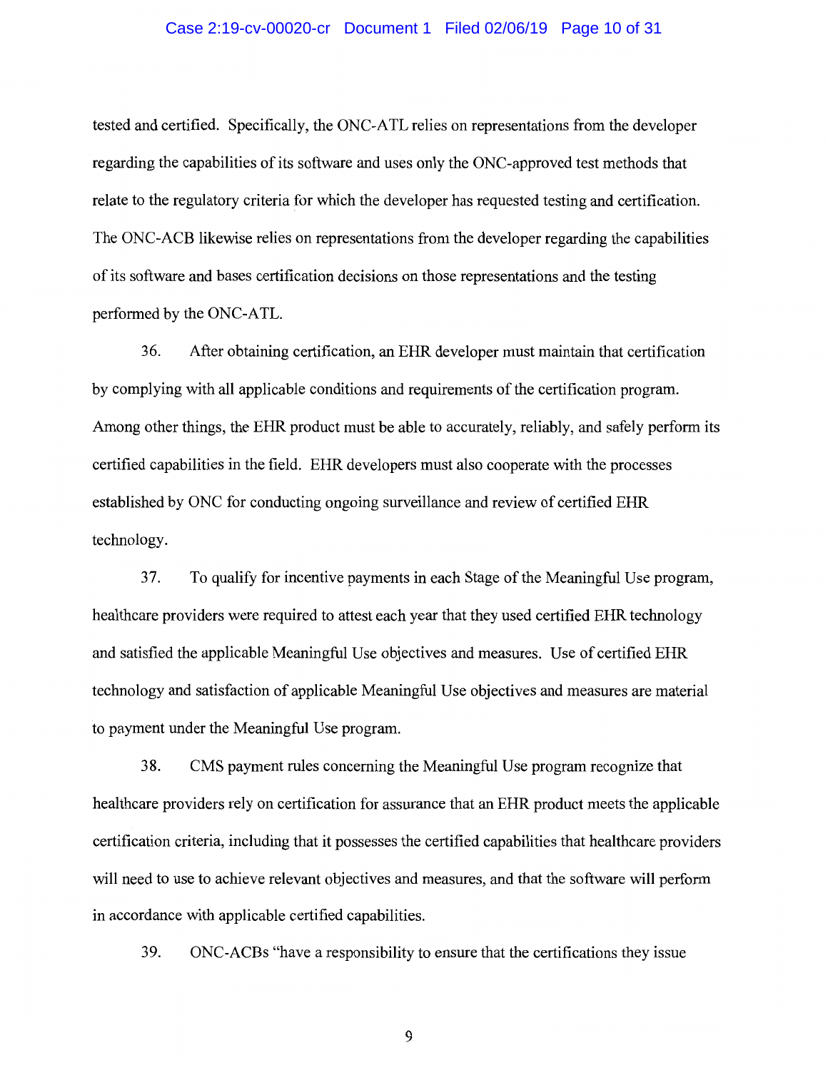tested and certified. Specifically, the ONC-ATL relies on representations from the developer regarding the capabilities of its software and uses only the ONC-approved test methods that relate to the regulatory criteria for which the developer has requested testing and certification. The ONC-ACB likewise relies on representations from the developer regarding the capabilities of its software and bases certification decisions on those representations and the testing performed by the ONC-ATL.

36. After obtaining certification, an EHR developer must maintain that certification by complying with all applicable conditions and requirements of the certification program. Among other things, the EHR product must be able to accurately, reliably, and safely perform its certified capabilities in the field. EHR developers must also cooperate with the processes established by ONC for conducting ongoing surveillance and review of certified EHR technology.

37. To qualify for incentive payments in each Stage of the Meaningful Use program, healthcare providers were required to attest each year that they used certified EHR technology and satisfied the applicable Meaningful Use objectives and measures. Use of certified EHR technology and satisfaction of applicable Meaningful Use objectives and measures are material to payment under the Meaningful Use program.

38. CMS payment rules concerning the Meaningful Use program recognize that healthcare providers rely on certification for assurance that an EHR product meets the applicable certification criteria, including that it possesses the certified capabilities that healthcare providers will need to use to achieve relevant objectives and measures, and that the software will perform in accordance with applicable certified capabilities.

39. ONC-ACBs "have a responsibility to ensure that the certifications they issue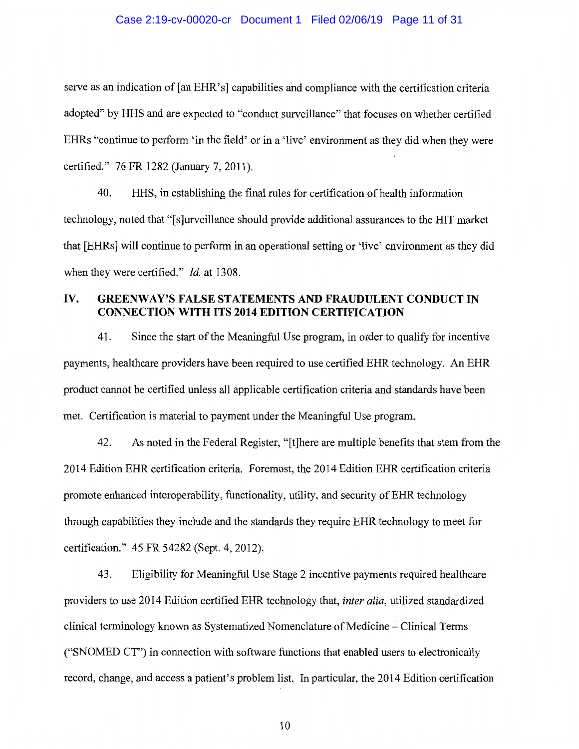serve as an indication of [an EHR's] capabilities and compliance with the certification criteria adopted" by HHS and are expected to "conduct surveillance" that focuses on whether certified EHRs "continue to perform 'in the field' or in a 'live' environment as they did when they were certified." 76 FR 1282 (January 7, 2011).

40. HHS, in establishing the final rules for certification of health information technology, noted that "[s]urveillance should provide additional assurances to the HIT market that [EHRs] will continue to perform in an operational setting or 'live' environment as they did when they were certified." *Id.* at 1308.

## IV. GREENWAY'S FALSE STATEMENTS AND FRAUDULENT CONDUCT IN CONNECTION WITH ITS 2014 EDITION CERTIFICATION

41. Since the start of the Meaningful Use program, in order to qualify for incentive payments, healthcare providers have been required to use certified EHR technology. An EHR product cannot be certified unless all applicable certification criteria and standards have been met. Certification is material to payment under the Meaningful Use program.

42. As noted in the Federal Register, "[t]here are multiple benefits that stem from the 2014 Edition EHR certification criteria. Foremost, the 2014 Edition EHR certification criteria promote enhanced interoperability, functionality, utility, and security of EHR technology through capabilities they include and the standards they require EHR technology to meet for certification." 45 FR 54282 (Sept. 4, 2012).

43. Eligibility for Meaningful Use Stage 2 incentive payments required healthcare providers to use 2014 Edition certified EHR technology that, *inter alia*, utilized standardized clinical terminology known as Systematized Nomenclature of Medicine – Clinical Terms ("SNOMED CT") in connection with software functions that enabled users to electronically record, change, and access a patient's problem list. In particular, the 2014 Edition certification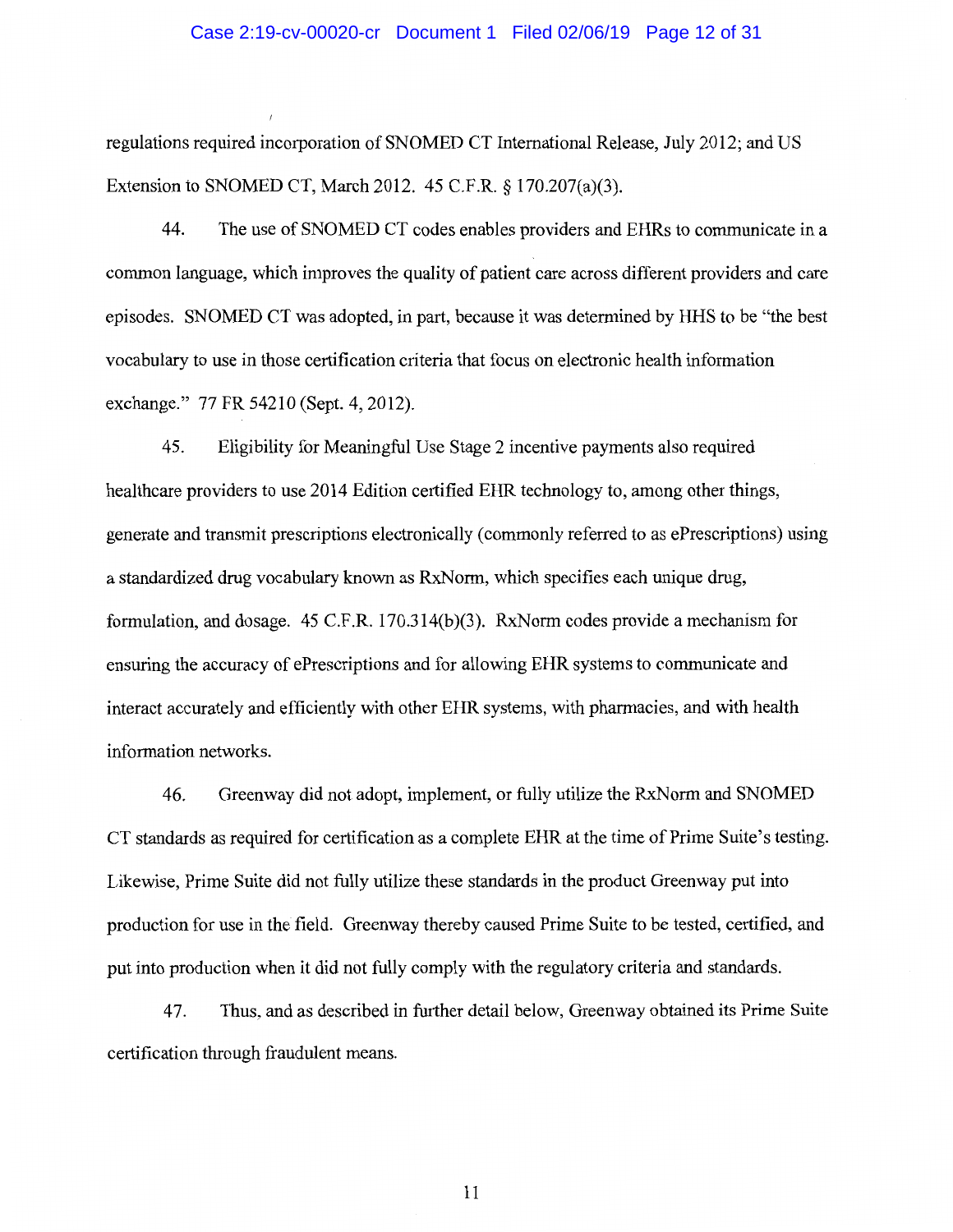regulations required incorporation of SNOMED CT International Release, July 2012; and US Extension to SNOMED CT, March 2012. 45 C.F.R. § 170.207(a)(3).

44. The use of SNOMED CT codes enables providers and EHRs to communicate in a common language, which improves the quality of patient care across different providers and care episodes. SNOMED CT was adopted, in part, because it was determined by HHS to be "the best vocabulary to use in those certification criteria that focus on electronic health information exchange." 77 FR 54210 (Sept. 4, 2012).

45. Eligibility for Meaningful Use Stage 2 incentive payments also required healthcare providers to use 2014 Edition certified EHR technology to, among other things, generate and transmit prescriptions electronically (commonly referred to as ePrescriptions) using a standardized drug vocabulary known as RxNorm, which specifies each unique drug, formulation, and dosage. 45 C.F.R. 170.314(b)(3). RxNorm codes provide a mechanism for ensuring the accuracy of ePrescriptions and for allowing EHR systems to communicate and interact accurately and efficiently with other EHR systems, with pharmacies, and with health information networks.

46. Greenway did not adopt, implement, or fully utilize the RxNorm and SNOMED CT standards as required for certification as a complete EHR at the time of Prime Suite's testing. Likewise, Prime Suite did not fully utilize these standards in the product Greenway put into production for use in the field. Greenway thereby caused Prime Suite to be tested, certified, and put into production when it did not fully comply with the regulatory criteria and standards.

47. Thus, and as described in further detail below, Greenway obtained its Prime Suite certification through fraudulent means.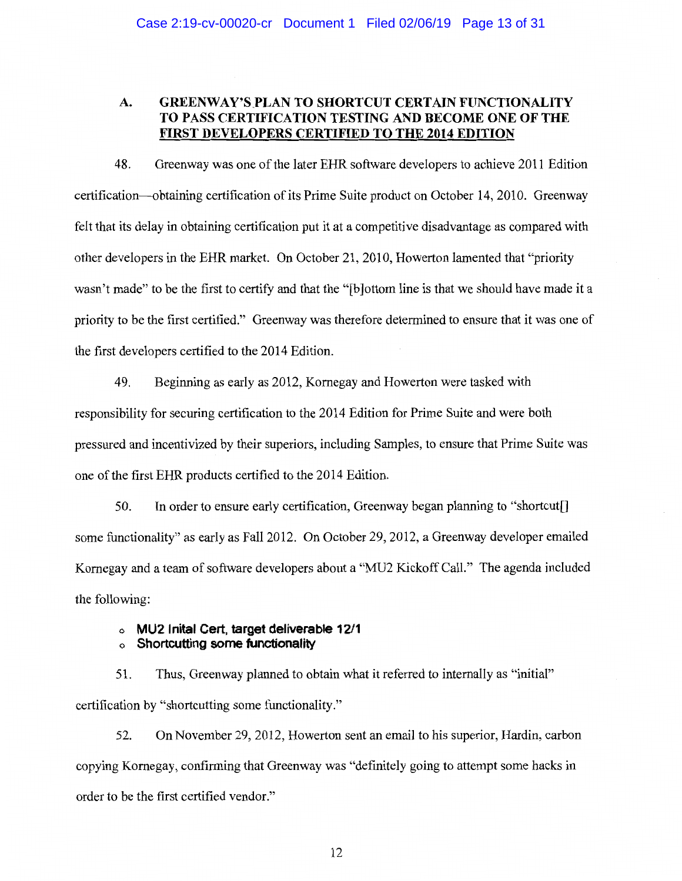## A. GREENWAY'S PLAN TO SHORTCUT CERTAIN FUNCTIONALITY TO PASS CERTIFICATION TESTING AND BECOME ONE OF THE FIRST DEVELOPERS CERTIFIED TO THE 2014 EDITION

48. Greenway was one of the later EHR software developers to achieve 2011 Edition certification—obtaining certification of its Prime Suite product on October 14, 2010. Greenway felt that its delay in obtaining certification put it at a competitive disadvantage as compared with other developers in the EHR market. On October 21, 2010, Howerton lamented that "priority wasn't made" to be the first to certify and that the "[b]ottom line is that we should have made it a priority to be the first certified." Greenway was therefore determined to ensure that it was one of the first developers certified to the 2014 Edition.

49. Beginning as early as 2012, Kornegay and Howerton were tasked with responsibility for securing certification to the 2014 Edition for Prime Suite and were both pressured and incentivized by their superiors, including Samples, to ensure that Prime Suite was one of the first EHR products certified to the 2014 Edition.

50. In order to ensure early certification, Greenway began planning to "shortcut[] some functionality" as early as Fall 2012. On October 29, 2012, a Greenway developer emailed Kornegay and a team of software developers about a "MU2 Kickoff Call." The agenda included the following:

- **MU2 Inital Cert, target deliverable 12/1**
- **Shortcutting some functionality**

51. Thus, Greenway planned to obtain what it referred to internally as "initial" certification by "shortcutting some functionality."

52. On November 29, 2012, Howerton sent an email to his superior, Hardin, carbon copying Kornegay, confirming that Greenway was "definitely going to attempt some hacks in order to be the first certified vendor."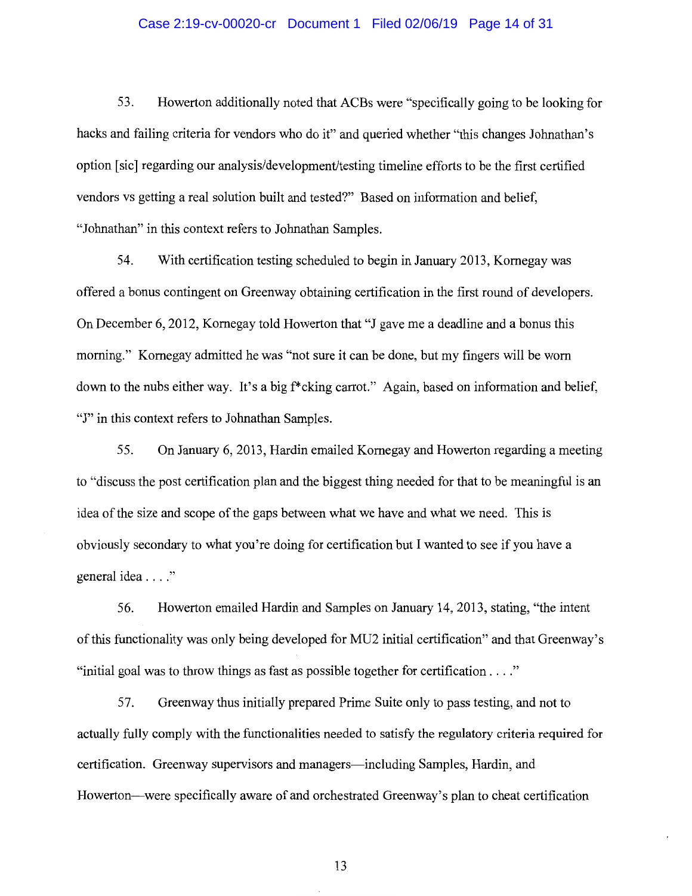53. Howerton additionally noted that ACBs were "specifically going to be looking for hacks and failing criteria for vendors who do it" and queried whether "this changes Johnathan's option [sic] regarding our analysis/development/testing timeline efforts to be the first certified vendors vs getting a real solution built and tested?" Based on information and belief, "Johnathan" in this context refers to Johnathan Samples.

54. With certification testing scheduled to begin in January 2013, Kornegay was offered a bonus contingent on Greenway obtaining certification in the first round of developers. On December 6, 2012, Kornegay told Howerton that "J gave me a deadline and a bonus this morning." Kornegay admitted he was "not sure it can be done, but my fingers will be worn down to the nubs either way. It's a big f*cking carrot." Again, based on information and belief, "J" in this context refers to Johnathan Samples.

55. On January 6, 2013, Hardin emailed Kornegay and Howerton regarding a meeting to "discuss the post certification plan and the biggest thing needed for that to be meaningful is an idea of the size and scope of the gaps between what we have and what we need. This is obviously secondary to what you're doing for certification but I wanted to see if you have a general idea . . . ."

56. Howerton emailed Hardin and Samples on January 14, 2013, stating, "the intent of this functionality was only being developed for MU2 initial certification" and that Greenway's "initial goal was to throw things as fast as possible together for certification . . . ."

57. Greenway thus initially prepared Prime Suite only to pass testing, and not to actually fully comply with the functionalities needed to satisfy the regulatory criteria required for certification. Greenway supervisors and managers—including Samples, Hardin, and Howerton—were specifically aware of and orchestrated Greenway's plan to cheat certification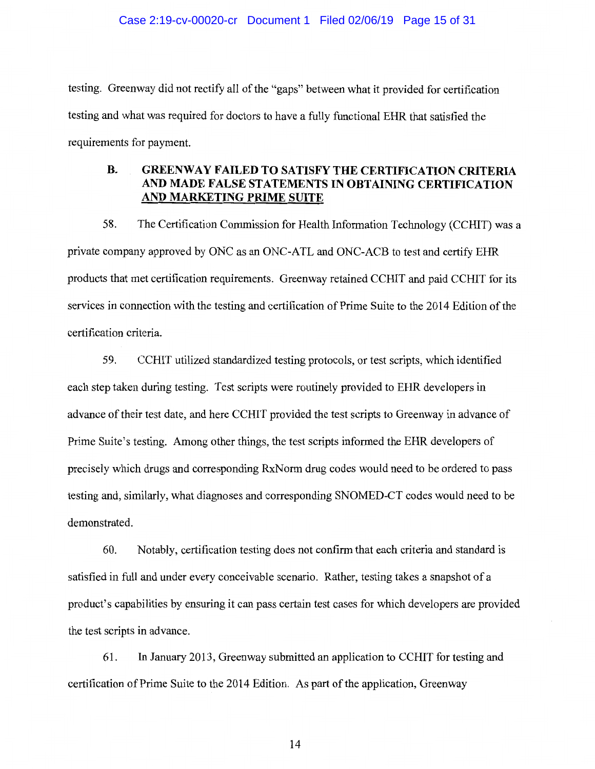testing. Greenway did not rectify all of the "gaps" between what it provided for certification testing and what was required for doctors to have a fully functional EHR that satisfied the requirements for payment.

## B. GREENWAY FAILED TO SATISFY THE CERTIFICATION CRITERIA AND MADE FALSE STATEMENTS IN OBTAINING CERTIFICATION AND MARKETING PRIME SUITE

58. The Certification Commission for Health Information Technology (CCHIT) was a private company approved by ONC as an ONC-ATL and ONC-ACB to test and certify EHR products that met certification requirements. Greenway retained CCHIT and paid CCHIT for its services in connection with the testing and certification of Prime Suite to the 2014 Edition of the certification criteria.

59. CCHIT utilized standardized testing protocols, or test scripts, which identified each step taken during testing. Test scripts were routinely provided to EHR developers in advance of their test date, and here CCHIT provided the test scripts to Greenway in advance of Prime Suite's testing. Among other things, the test scripts informed the EHR developers of precisely which drugs and corresponding RxNorm drug codes would need to be ordered to pass testing and, similarly, what diagnoses and corresponding SNOMED-CT codes would need to be demonstrated.

60. Notably, certification testing does not confirm that each criteria and standard is satisfied in full and under every conceivable scenario. Rather, testing takes a snapshot of a product's capabilities by ensuring it can pass certain test cases for which developers are provided the test scripts in advance.

61. In January 2013, Greenway submitted an application to CCHIT for testing and certification of Prime Suite to the 2014 Edition. As part of the application, Greenway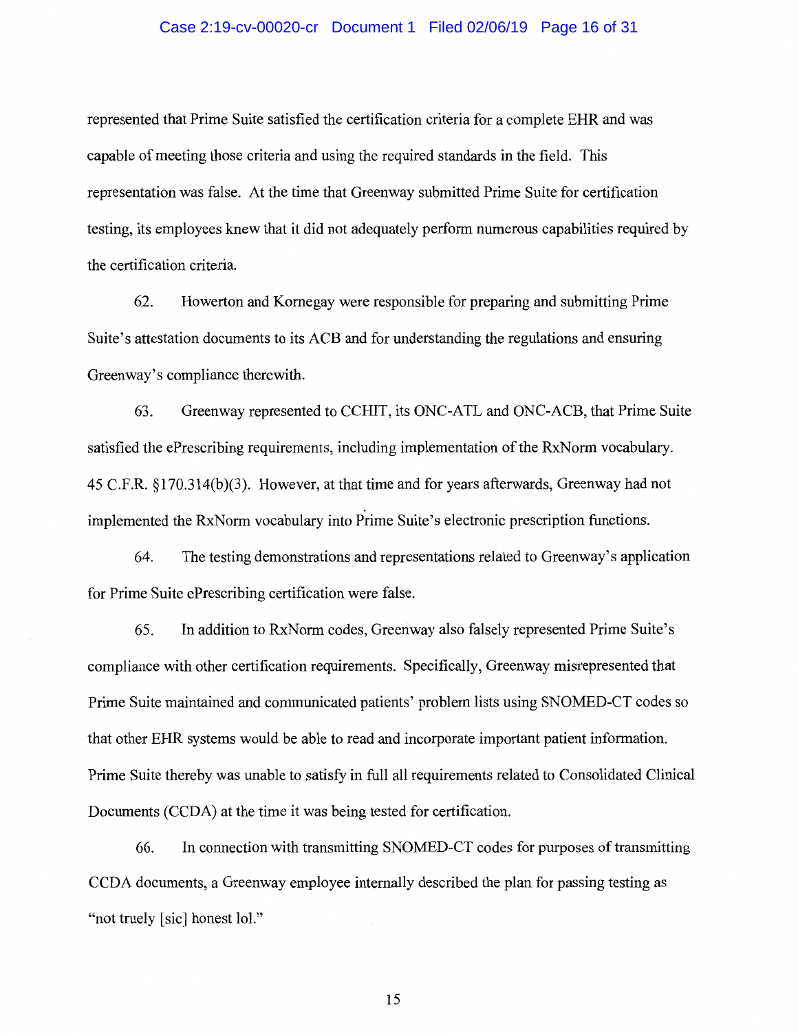represented that Prime Suite satisfied the certification criteria for a complete EHR and was capable of meeting those criteria and using the required standards in the field. This representation was false. At the time that Greenway submitted Prime Suite for certification testing, its employees knew that it did not adequately perform numerous capabilities required by the certification criteria.

62. Howerton and Kornegay were responsible for preparing and submitting Prime Suite's attestation documents to its ACB and for understanding the regulations and ensuring Greenway's compliance therewith.

63. Greenway represented to CCHIT, its ONC-ATL and ONC-ACB, that Prime Suite satisfied the ePrescribing requirements, including implementation of the RxNorm vocabulary. 45 C.F.R. §170.314(b)(3). However, at that time and for years afterwards, Greenway had not implemented the RxNorm vocabulary into Prime Suite's electronic prescription functions.

64. The testing demonstrations and representations related to Greenway's application for Prime Suite ePrescribing certification were false.

65. In addition to RxNorm codes, Greenway also falsely represented Prime Suite's compliance with other certification requirements. Specifically, Greenway misrepresented that Prime Suite maintained and communicated patients' problem lists using SNOMED-CT codes so that other EHR systems would be able to read and incorporate important patient information. Prime Suite thereby was unable to satisfy in full all requirements related to Consolidated Clinical Documents (CCDA) at the time it was being tested for certification.

66. In connection with transmitting SNOMED-CT codes for purposes of transmitting CCDA documents, a Greenway employee internally described the plan for passing testing as "not truely [sic] honest lol."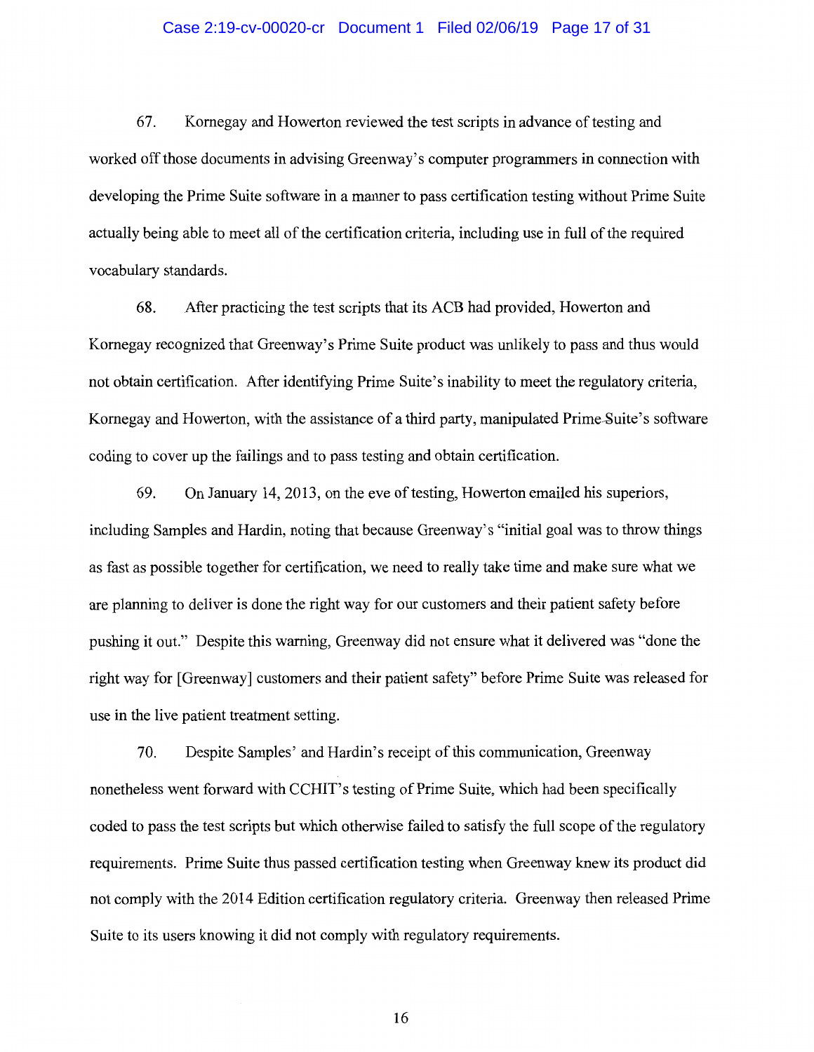67. Kornegay and Howerton reviewed the test scripts in advance of testing and worked off those documents in advising Greenway's computer programmers in connection with developing the Prime Suite software in a manner to pass certification testing without Prime Suite actually being able to meet all of the certification criteria, including use in full of the required vocabulary standards.

68. After practicing the test scripts that its ACB had provided, Howerton and Kornegay recognized that Greenway's Prime Suite product was unlikely to pass and thus would not obtain certification. After identifying Prime Suite's inability to meet the regulatory criteria, Kornegay and Howerton, with the assistance of a third party, manipulated Prime Suite's software coding to cover up the failings and to pass testing and obtain certification.

69. On January 14, 2013, on the eve of testing, Howerton emailed his superiors, including Samples and Hardin, noting that because Greenway's "initial goal was to throw things as fast as possible together for certification, we need to really take time and make sure what we are planning to deliver is done the right way for our customers and their patient safety before pushing it out." Despite this warning, Greenway did not ensure what it delivered was "done the right way for [Greenway] customers and their patient safety" before Prime Suite was released for use in the live patient treatment setting.

70. Despite Samples' and Hardin's receipt of this communication, Greenway nonetheless went forward with CCHIT's testing of Prime Suite, which had been specifically coded to pass the test scripts but which otherwise failed to satisfy the full scope of the regulatory requirements. Prime Suite thus passed certification testing when Greenway knew its product did not comply with the 2014 Edition certification regulatory criteria. Greenway then released Prime Suite to its users knowing it did not comply with regulatory requirements.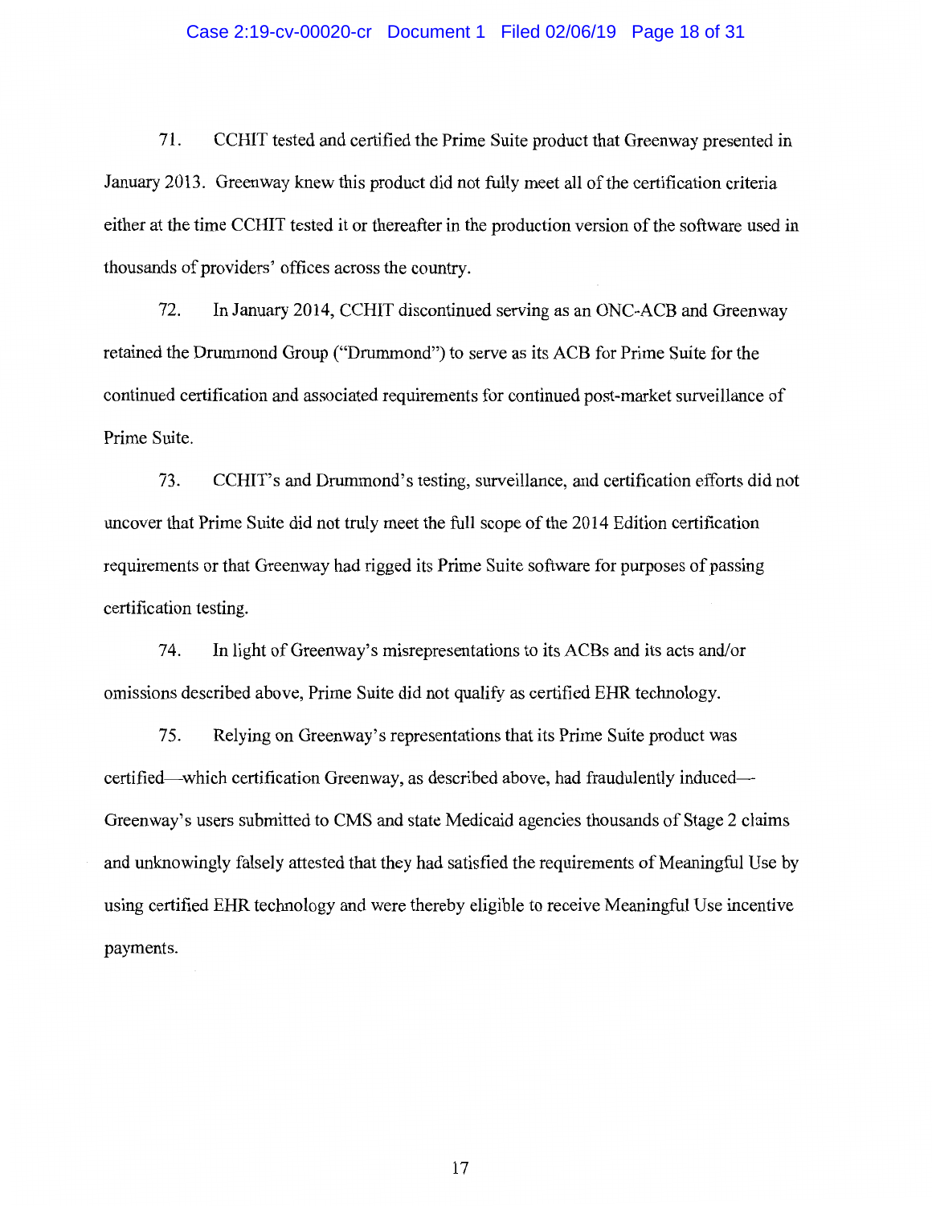71. CCHIT tested and certified the Prime Suite product that Greenway presented in January 2013. Greenway knew this product did not fully meet all of the certification criteria either at the time CCHIT tested it or thereafter in the production version of the software used in thousands of providers' offices across the country.

72. In January 2014, CCHIT discontinued serving as an ONC-ACB and Greenway retained the Drummond Group ("Drummond") to serve as its ACB for Prime Suite for the continued certification and associated requirements for continued post-market surveillance of Prime Suite.

73. CCHIT's and Drummond's testing, surveillance, and certification efforts did not uncover that Prime Suite did not truly meet the full scope of the 2014 Edition certification requirements or that Greenway had rigged its Prime Suite software for purposes of passing certification testing.

74. In light of Greenway's misrepresentations to its ACBs and its acts and/or omissions described above, Prime Suite did not qualify as certified EHR technology.

75. Relying on Greenway's representations that its Prime Suite product was certified—which certification Greenway, as described above, had fraudulently induced—Greenway's users submitted to CMS and state Medicaid agencies thousands of Stage 2 claims and unknowingly falsely attested that they had satisfied the requirements of Meaningful Use by using certified EHR technology and were thereby eligible to receive Meaningful Use incentive payments.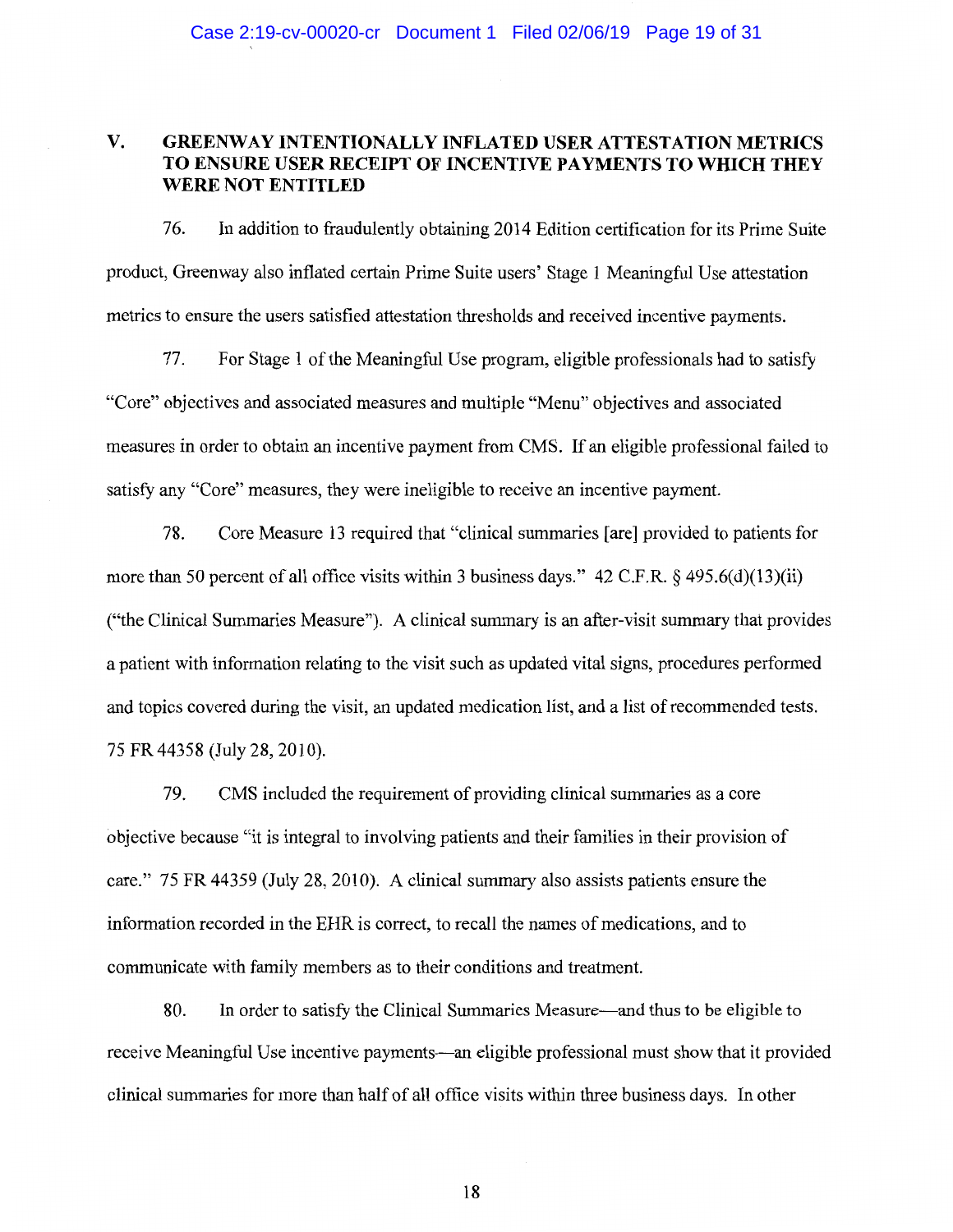## V. GREENWAY INTENTIONALLY INFLATED USER ATTESTATION METRICS TO ENSURE USER RECEIPT OF INCENTIVE PAYMENTS TO WHICH THEY WERE NOT ENTITLED

76. In addition to fraudulently obtaining 2014 Edition certification for its Prime Suite product, Greenway also inflated certain Prime Suite users' Stage 1 Meaningful Use attestation metrics to ensure the users satisfied attestation thresholds and received incentive payments.

77. For Stage 1 of the Meaningful Use program, eligible professionals had to satisfy "Core" objectives and associated measures and multiple "Menu" objectives and associated measures in order to obtain an incentive payment from CMS. If an eligible professional failed to satisfy any "Core" measures, they were ineligible to receive an incentive payment.

78. Core Measure 13 required that "clinical summaries [are] provided to patients for more than 50 percent of all office visits within 3 business days." 42 C.F.R. § 495.6(d)(13)(ii) ("the Clinical Summaries Measure"). A clinical summary is an after-visit summary that provides a patient with information relating to the visit such as updated vital signs, procedures performed and topics covered during the visit, an updated medication list, and a list of recommended tests. 75 FR 44358 (July 28, 2010).

79. CMS included the requirement of providing clinical summaries as a core objective because "it is integral to involving patients and their families in their provision of care." 75 FR 44359 (July 28, 2010). A clinical summary also assists patients ensure the information recorded in the EHR is correct, to recall the names of medications, and to communicate with family members as to their conditions and treatment.

80. In order to satisfy the Clinical Summaries Measure—and thus to be eligible to receive Meaningful Use incentive payments—an eligible professional must show that it provided clinical summaries for more than half of all office visits within three business days. In other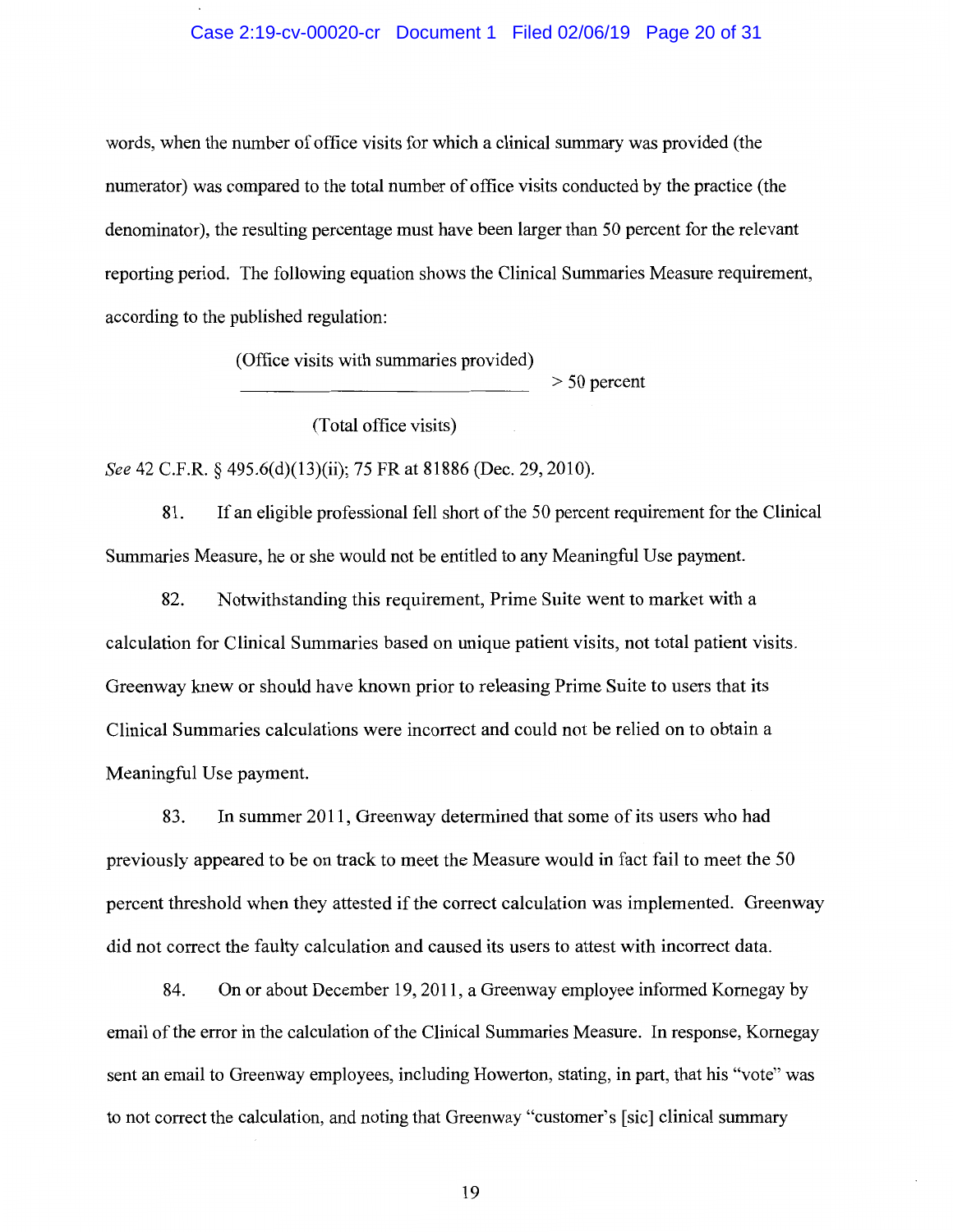words, when the number of office visits for which a clinical summary was provided (the numerator) was compared to the total number of office visits conducted by the practice (the denominator), the resulting percentage must have been larger than 50 percent for the relevant reporting period. The following equation shows the Clinical Summaries Measure requirement, according to the published regulation:

$$\frac{\text{(Office visits with summaries provided)}}{\text{(Total office visits)}} > 50 \text{ percent}$$

*See* 42 C.F.R. § 495.6(d)(13)(ii); 75 FR at 81886 (Dec. 29, 2010).

81. If an eligible professional fell short of the 50 percent requirement for the Clinical Summaries Measure, he or she would not be entitled to any Meaningful Use payment.

82. Notwithstanding this requirement, Prime Suite went to market with a calculation for Clinical Summaries based on unique patient visits, not total patient visits. Greenway knew or should have known prior to releasing Prime Suite to users that its Clinical Summaries calculations were incorrect and could not be relied on to obtain a Meaningful Use payment.

83. In summer 2011, Greenway determined that some of its users who had previously appeared to be on track to meet the Measure would in fact fail to meet the 50 percent threshold when they attested if the correct calculation was implemented. Greenway did not correct the faulty calculation and caused its users to attest with incorrect data.

84. On or about December 19, 2011, a Greenway employee informed Kornegay by email of the error in the calculation of the Clinical Summaries Measure. In response, Kornegay sent an email to Greenway employees, including Howerton, stating, in part, that his "vote" was to not correct the calculation, and noting that Greenway "customer's [sic] clinical summary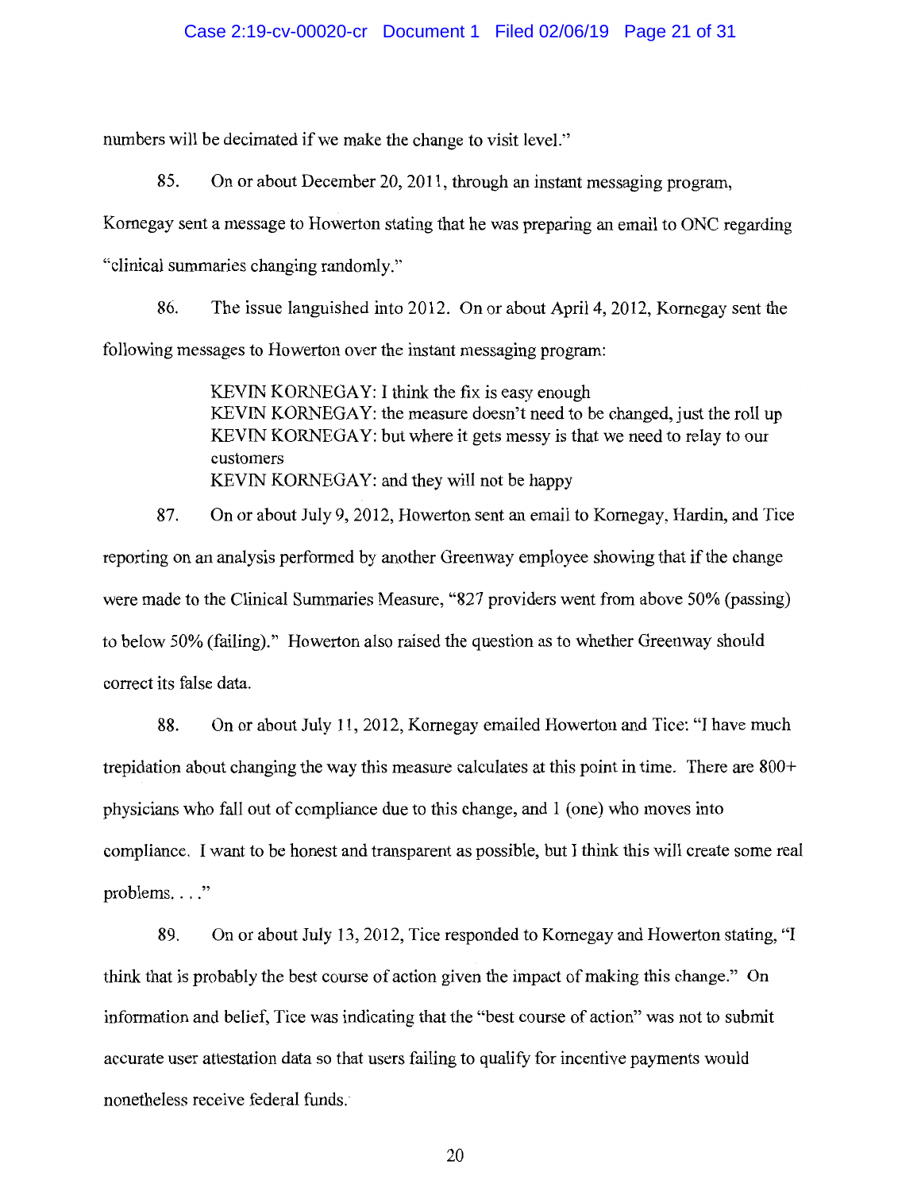numbers will be decimated if we make the change to visit level."

85. On or about December 20, 2011, through an instant messaging program, Kornegay sent a message to Howerton stating that he was preparing an email to ONC regarding "clinical summaries changing randomly."

86. The issue languished into 2012. On or about April 4, 2012, Kornegay sent the following messages to Howerton over the instant messaging program:

> KEVIN KORNEGAY: I think the fix is easy enough
> KEVIN KORNEGAY: the measure doesn't need to be changed, just the roll up
> KEVIN KORNEGAY: but where it gets messy is that we need to relay to our customers
> KEVIN KORNEGAY: and they will not be happy

87. On or about July 9, 2012, Howerton sent an email to Kornegay, Hardin, and Tice reporting on an analysis performed by another Greenway employee showing that if the change were made to the Clinical Summaries Measure, "827 providers went from above 50% (passing) to below 50% (failing)." Howerton also raised the question as to whether Greenway should correct its false data.

88. On or about July 11, 2012, Kornegay emailed Howerton and Tice: "I have much trepidation about changing the way this measure calculates at this point in time. There are 800+ physicians who fall out of compliance due to this change, and 1 (one) who moves into compliance. I want to be honest and transparent as possible, but I think this will create some real problems. . . ."

89. On or about July 13, 2012, Tice responded to Kornegay and Howerton stating, "I think that is probably the best course of action given the impact of making this change." On information and belief, Tice was indicating that the "best course of action" was not to submit accurate user attestation data so that users failing to qualify for incentive payments would nonetheless receive federal funds.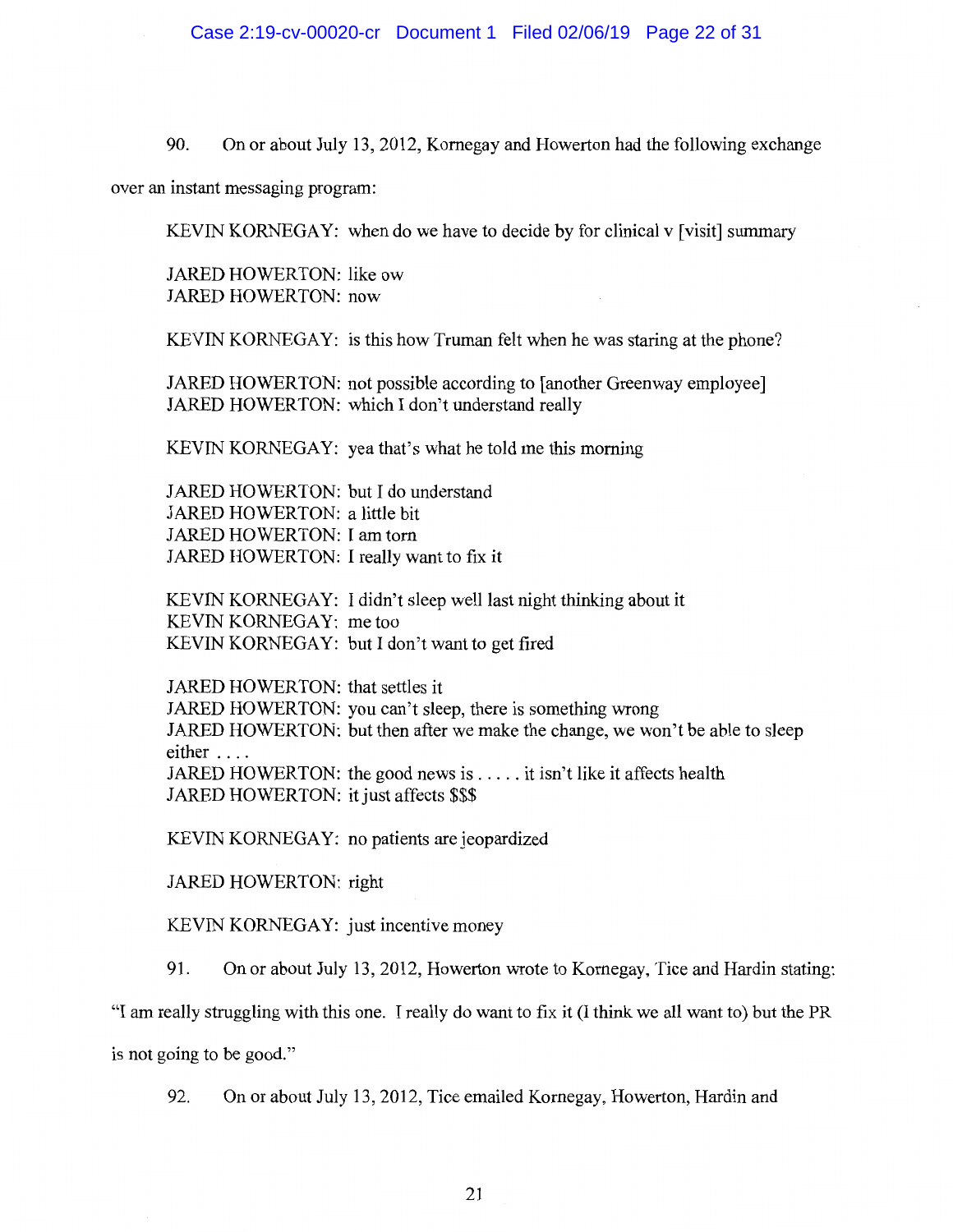90. On or about July 13, 2012, Kornegay and Howerton had the following exchange over an instant messaging program:

> KEVIN KORNEGAY: when do we have to decide by for clinical v [visit] summary
>
> JARED HOWERTON: like ow
> JARED HOWERTON: now
>
> KEVIN KORNEGAY: is this how Truman felt when he was staring at the phone?
>
> JARED HOWERTON: not possible according to [another Greenway employee]
> JARED HOWERTON: which I don't understand really
>
> KEVIN KORNEGAY: yea that's what he told me this morning
>
> JARED HOWERTON: but I do understand
> JARED HOWERTON: a little bit
> JARED HOWERTON: I am torn
> JARED HOWERTON: I really want to fix it
>
> KEVIN KORNEGAY: I didn't sleep well last night thinking about it
> KEVIN KORNEGAY: me too
> KEVIN KORNEGAY: but I don't want to get fired
>
> JARED HOWERTON: that settles it
> JARED HOWERTON: you can't sleep, there is something wrong
> JARED HOWERTON: but then after we make the change, we won't be able to sleep either . . . .
> JARED HOWERTON: the good news is . . . . . it isn't like it affects health
> JARED HOWERTON: it just affects $$$
>
> KEVIN KORNEGAY: no patients are jeopardized
>
> JARED HOWERTON: right
>
> KEVIN KORNEGAY: just incentive money

91. On or about July 13, 2012, Howerton wrote to Kornegay, Tice and Hardin stating: "I am really struggling with this one. I really do want to fix it (I think we all want to) but the PR is not going to be good."

92. On or about July 13, 2012, Tice emailed Kornegay, Howerton, Hardin and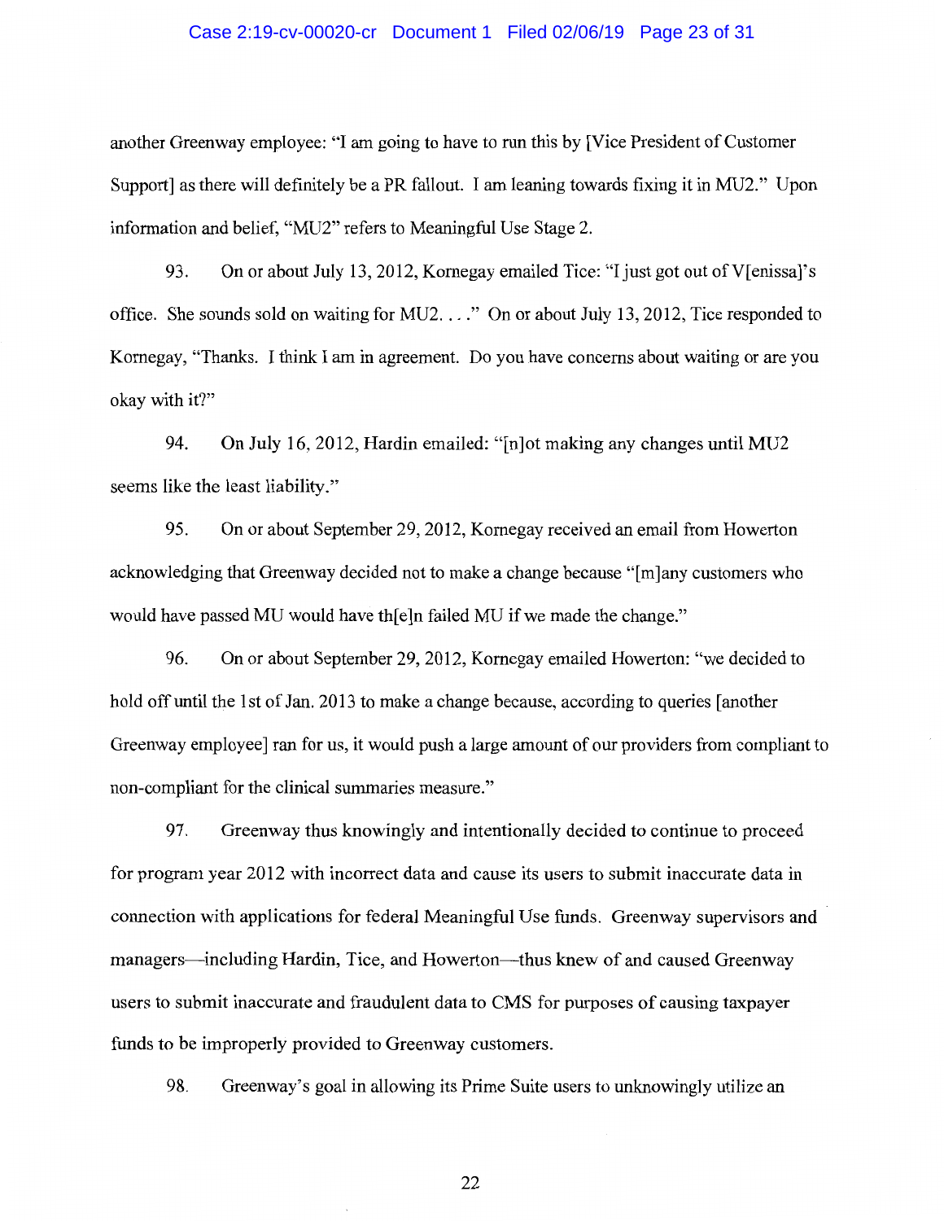another Greenway employee: "I am going to have to run this by [Vice President of Customer Support] as there will definitely be a PR fallout. I am leaning towards fixing it in MU2." Upon information and belief, "MU2" refers to Meaningful Use Stage 2.

93. On or about July 13, 2012, Kornegay emailed Tice: "I just got out of V[enissa]'s office. She sounds sold on waiting for MU2. . . ." On or about July 13, 2012, Tice responded to Kornegay, "Thanks. I think I am in agreement. Do you have concerns about waiting or are you okay with it?"

94. On July 16, 2012, Hardin emailed: "[n]ot making any changes until MU2 seems like the least liability."

95. On or about September 29, 2012, Kornegay received an email from Howerton acknowledging that Greenway decided not to make a change because "[m]any customers who would have passed MU would have th[e]n failed MU if we made the change."

96. On or about September 29, 2012, Kornegay emailed Howerton: "we decided to hold off until the 1st of Jan. 2013 to make a change because, according to queries [another Greenway employee] ran for us, it would push a large amount of our providers from compliant to non-compliant for the clinical summaries measure."

97. Greenway thus knowingly and intentionally decided to continue to proceed for program year 2012 with incorrect data and cause its users to submit inaccurate data in connection with applications for federal Meaningful Use funds. Greenway supervisors and managers—including Hardin, Tice, and Howerton—thus knew of and caused Greenway users to submit inaccurate and fraudulent data to CMS for purposes of causing taxpayer funds to be improperly provided to Greenway customers.

98. Greenway's goal in allowing its Prime Suite users to unknowingly utilize an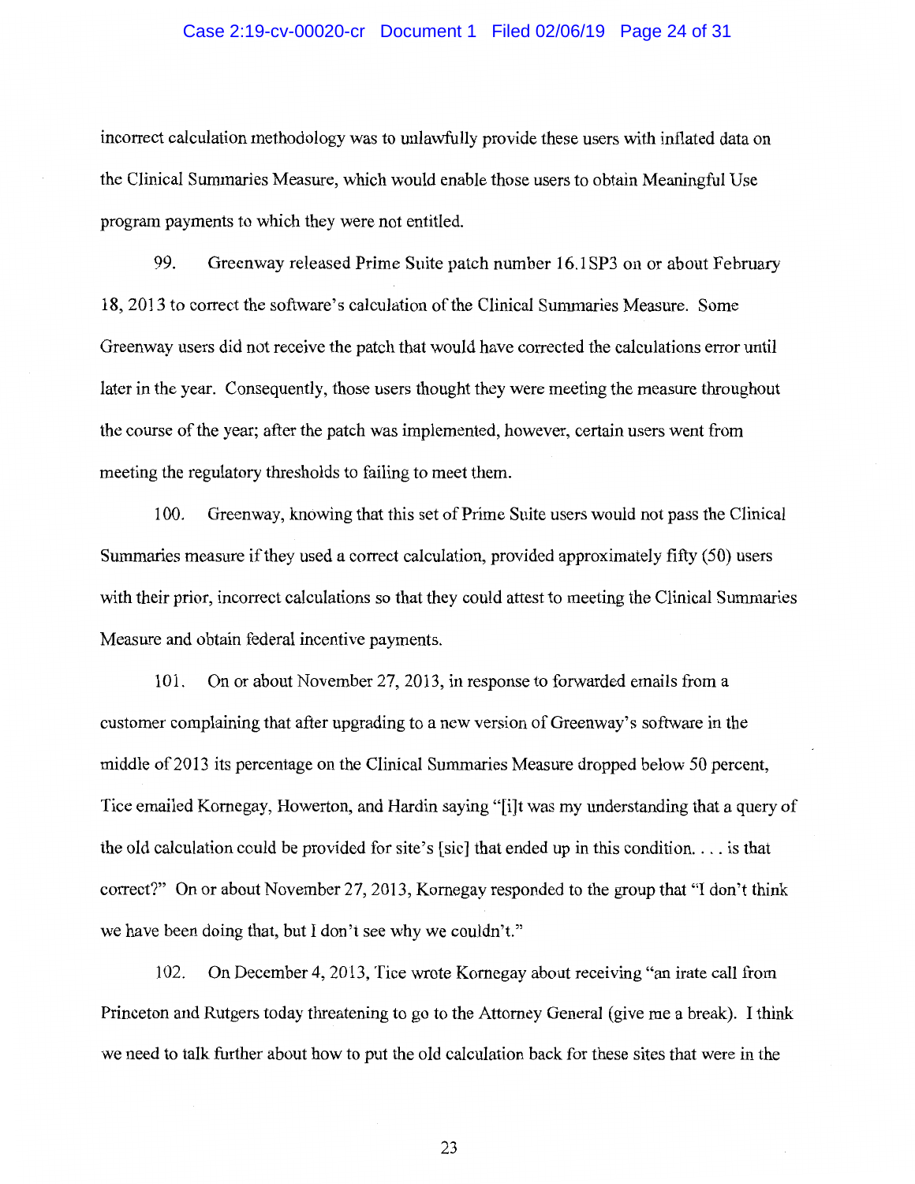incorrect calculation methodology was to unlawfully provide these users with inflated data on the Clinical Summaries Measure, which would enable those users to obtain Meaningful Use program payments to which they were not entitled.

99. Greenway released Prime Suite patch number 16.1SP3 on or about February 18, 2013 to correct the software's calculation of the Clinical Summaries Measure. Some Greenway users did not receive the patch that would have corrected the calculations error until later in the year. Consequently, those users thought they were meeting the measure throughout the course of the year; after the patch was implemented, however, certain users went from meeting the regulatory thresholds to failing to meet them.

100. Greenway, knowing that this set of Prime Suite users would not pass the Clinical Summaries measure if they used a correct calculation, provided approximately fifty (50) users with their prior, incorrect calculations so that they could attest to meeting the Clinical Summaries Measure and obtain federal incentive payments.

101. On or about November 27, 2013, in response to forwarded emails from a customer complaining that after upgrading to a new version of Greenway's software in the middle of 2013 its percentage on the Clinical Summaries Measure dropped below 50 percent, Tice emailed Kornegay, Howerton, and Hardin saying "[i]t was my understanding that a query of the old calculation could be provided for site's [sic] that ended up in this condition. . . . is that correct?" On or about November 27, 2013, Kornegay responded to the group that "I don't think we have been doing that, but I don't see why we couldn't."

102. On December 4, 2013, Tice wrote Kornegay about receiving "an irate call from Princeton and Rutgers today threatening to go to the Attorney General (give me a break). I think we need to talk further about how to put the old calculation back for these sites that were in the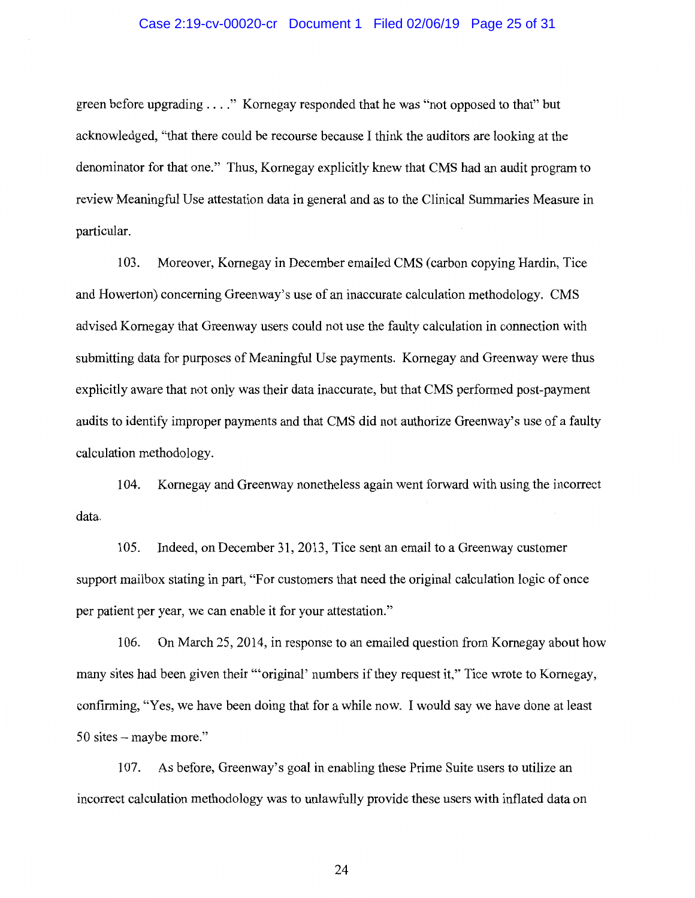green before upgrading . . . ." Kornegay responded that he was "not opposed to that" but acknowledged, "that there could be recourse because I think the auditors are looking at the denominator for that one." Thus, Kornegay explicitly knew that CMS had an audit program to review Meaningful Use attestation data in general and as to the Clinical Summaries Measure in particular.

103. Moreover, Kornegay in December emailed CMS (carbon copying Hardin, Tice and Howerton) concerning Greenway's use of an inaccurate calculation methodology. CMS advised Kornegay that Greenway users could not use the faulty calculation in connection with submitting data for purposes of Meaningful Use payments. Kornegay and Greenway were thus explicitly aware that not only was their data inaccurate, but that CMS performed post-payment audits to identify improper payments and that CMS did not authorize Greenway's use of a faulty calculation methodology.

104. Kornegay and Greenway nonetheless again went forward with using the incorrect data.

105. Indeed, on December 31, 2013, Tice sent an email to a Greenway customer support mailbox stating in part, "For customers that need the original calculation logic of once per patient per year, we can enable it for your attestation."

106. On March 25, 2014, in response to an emailed question from Kornegay about how many sites had been given their "'original' numbers if they request it," Tice wrote to Kornegay, confirming, "Yes, we have been doing that for a while now. I would say we have done at least 50 sites – maybe more."

107. As before, Greenway's goal in enabling these Prime Suite users to utilize an incorrect calculation methodology was to unlawfully provide these users with inflated data on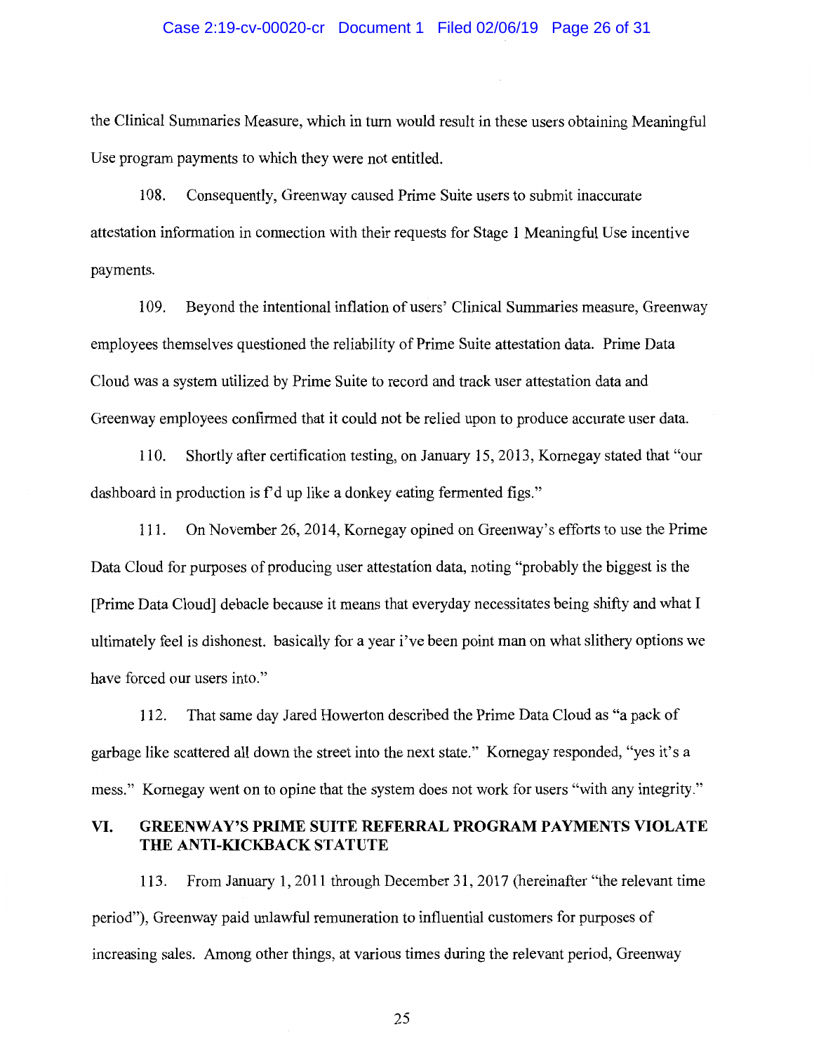the Clinical Summaries Measure, which in turn would result in these users obtaining Meaningful Use program payments to which they were not entitled.

108. Consequently, Greenway caused Prime Suite users to submit inaccurate attestation information in connection with their requests for Stage 1 Meaningful Use incentive payments.

109. Beyond the intentional inflation of users' Clinical Summaries measure, Greenway employees themselves questioned the reliability of Prime Suite attestation data. Prime Data Cloud was a system utilized by Prime Suite to record and track user attestation data and Greenway employees confirmed that it could not be relied upon to produce accurate user data.

110. Shortly after certification testing, on January 15, 2013, Kornegay stated that "our dashboard in production is f'd up like a donkey eating fermented figs."

111. On November 26, 2014, Kornegay opined on Greenway's efforts to use the Prime Data Cloud for purposes of producing user attestation data, noting "probably the biggest is the [Prime Data Cloud] debacle because it means that everyday necessitates being shifty and what I ultimately feel is dishonest. basically for a year i've been point man on what slithery options we have forced our users into."

112. That same day Jared Howerton described the Prime Data Cloud as "a pack of garbage like scattered all down the street into the next state." Kornegay responded, "yes it's a mess." Kornegay went on to opine that the system does not work for users "with any integrity."

## VI. GREENWAY'S PRIME SUITE REFERRAL PROGRAM PAYMENTS VIOLATE THE ANTI-KICKBACK STATUTE

113. From January 1, 2011 through December 31, 2017 (hereinafter "the relevant time period"), Greenway paid unlawful remuneration to influential customers for purposes of increasing sales. Among other things, at various times during the relevant period, Greenway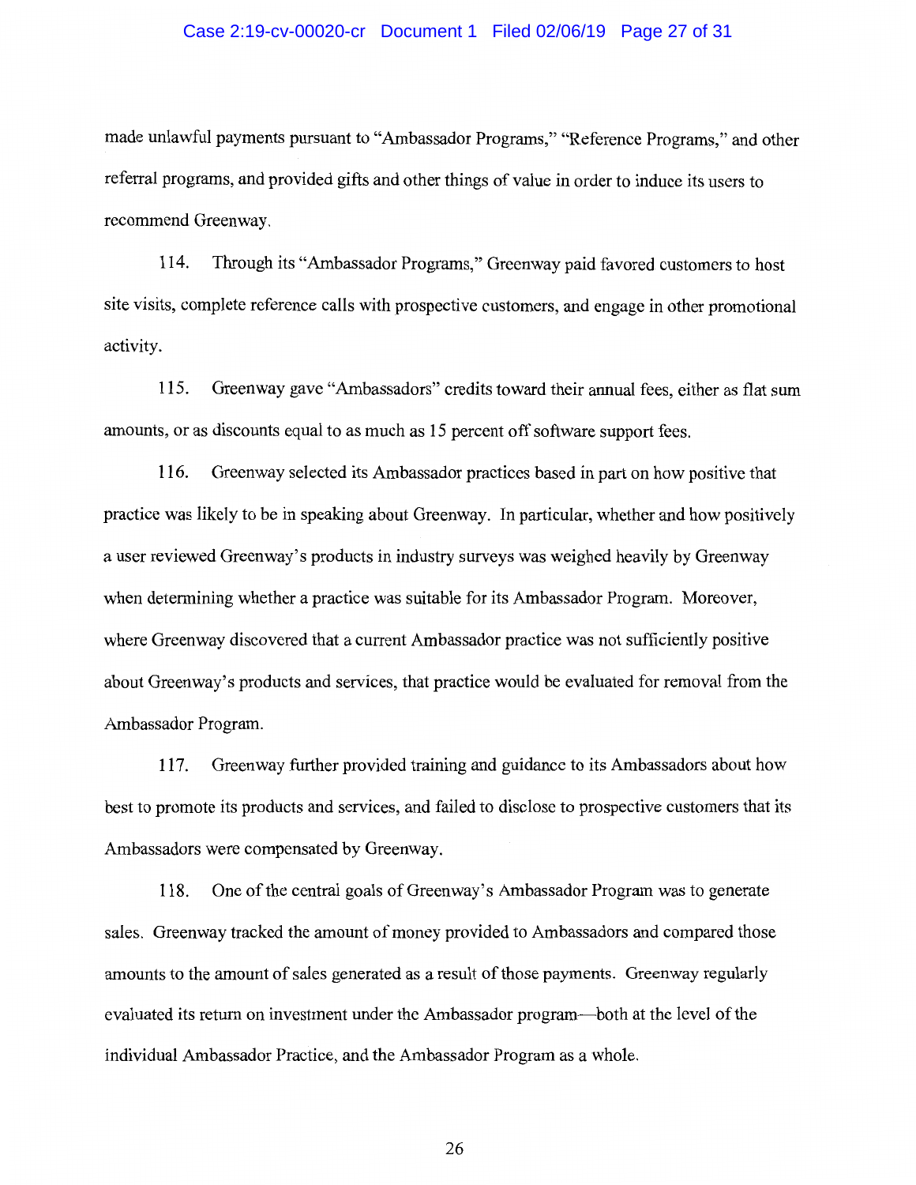made unlawful payments pursuant to "Ambassador Programs," "Reference Programs," and other referral programs, and provided gifts and other things of value in order to induce its users to recommend Greenway.

114. Through its "Ambassador Programs," Greenway paid favored customers to host site visits, complete reference calls with prospective customers, and engage in other promotional activity.

115. Greenway gave "Ambassadors" credits toward their annual fees, either as flat sum amounts, or as discounts equal to as much as 15 percent off software support fees.

116. Greenway selected its Ambassador practices based in part on how positive that practice was likely to be in speaking about Greenway. In particular, whether and how positively a user reviewed Greenway's products in industry surveys was weighed heavily by Greenway when determining whether a practice was suitable for its Ambassador Program. Moreover, where Greenway discovered that a current Ambassador practice was not sufficiently positive about Greenway's products and services, that practice would be evaluated for removal from the Ambassador Program.

117. Greenway further provided training and guidance to its Ambassadors about how best to promote its products and services, and failed to disclose to prospective customers that its Ambassadors were compensated by Greenway.

118. One of the central goals of Greenway's Ambassador Program was to generate sales. Greenway tracked the amount of money provided to Ambassadors and compared those amounts to the amount of sales generated as a result of those payments. Greenway regularly evaluated its return on investment under the Ambassador program—both at the level of the individual Ambassador Practice, and the Ambassador Program as a whole.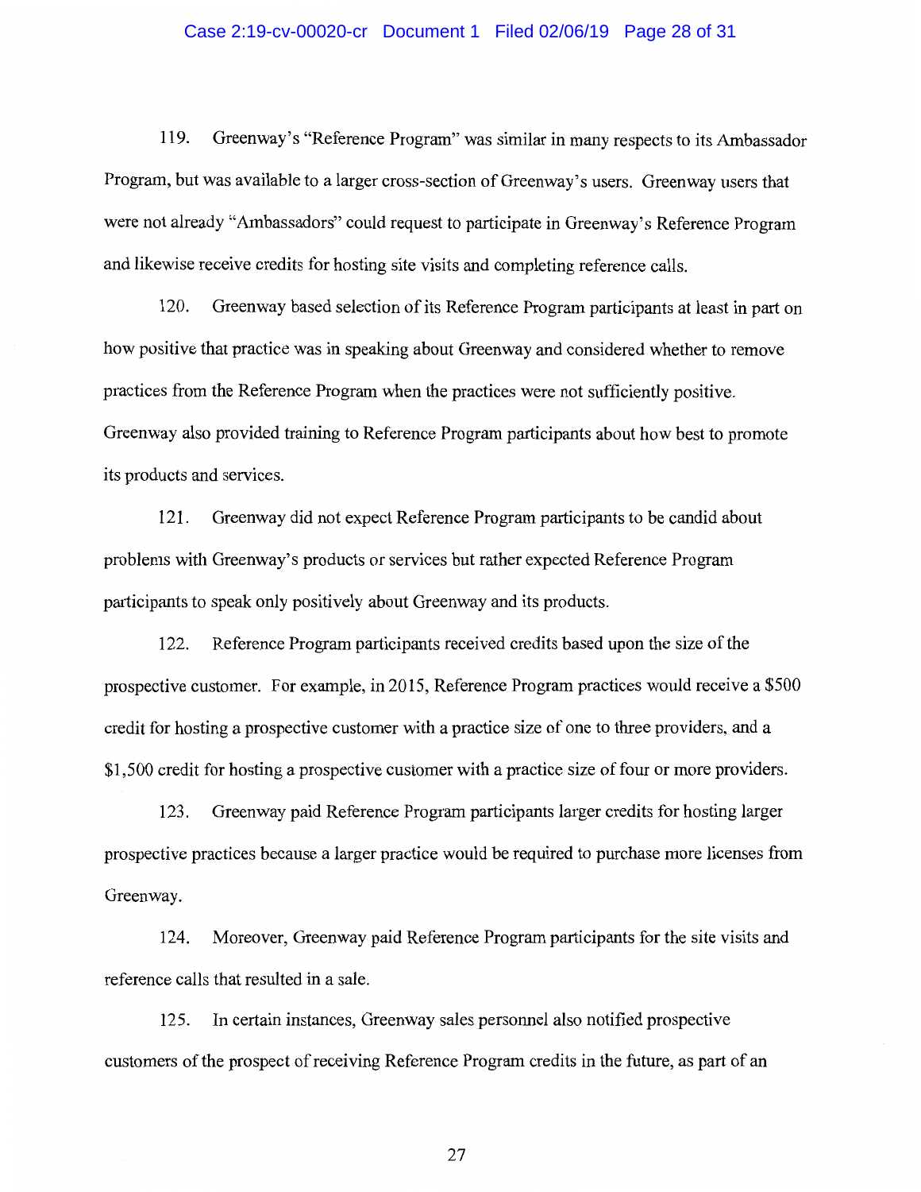119. Greenway's "Reference Program" was similar in many respects to its Ambassador Program, but was available to a larger cross-section of Greenway's users. Greenway users that were not already "Ambassadors" could request to participate in Greenway's Reference Program and likewise receive credits for hosting site visits and completing reference calls.

120. Greenway based selection of its Reference Program participants at least in part on how positive that practice was in speaking about Greenway and considered whether to remove practices from the Reference Program when the practices were not sufficiently positive. Greenway also provided training to Reference Program participants about how best to promote its products and services.

121. Greenway did not expect Reference Program participants to be candid about problems with Greenway's products or services but rather expected Reference Program participants to speak only positively about Greenway and its products.

122. Reference Program participants received credits based upon the size of the prospective customer. For example, in 2015, Reference Program practices would receive a $500 credit for hosting a prospective customer with a practice size of one to three providers, and a $1,500 credit for hosting a prospective customer with a practice size of four or more providers.

123. Greenway paid Reference Program participants larger credits for hosting larger prospective practices because a larger practice would be required to purchase more licenses from Greenway.

124. Moreover, Greenway paid Reference Program participants for the site visits and reference calls that resulted in a sale.

125. In certain instances, Greenway sales personnel also notified prospective customers of the prospect of receiving Reference Program credits in the future, as part of an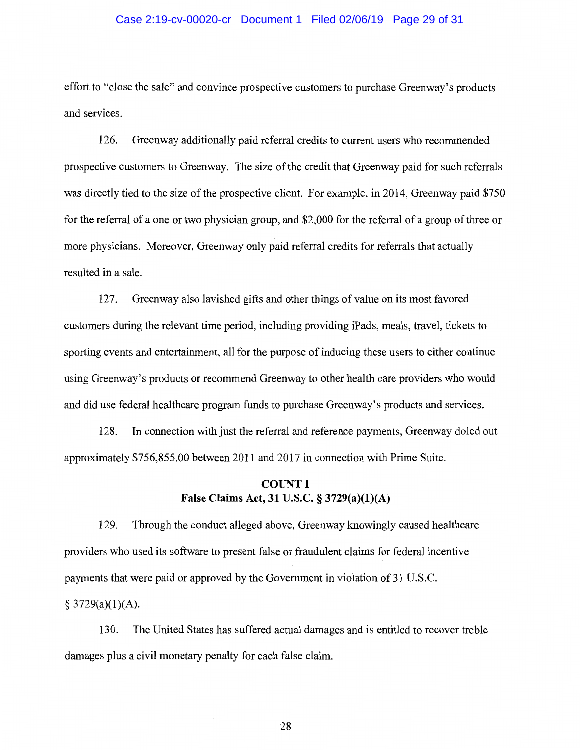effort to "close the sale" and convince prospective customers to purchase Greenway's products and services.

126. Greenway additionally paid referral credits to current users who recommended prospective customers to Greenway. The size of the credit that Greenway paid for such referrals was directly tied to the size of the prospective client. For example, in 2014, Greenway paid $750 for the referral of a one or two physician group, and $2,000 for the referral of a group of three or more physicians. Moreover, Greenway only paid referral credits for referrals that actually resulted in a sale.

127. Greenway also lavished gifts and other things of value on its most favored customers during the relevant time period, including providing iPads, meals, travel, tickets to sporting events and entertainment, all for the purpose of inducing these users to either continue using Greenway's products or recommend Greenway to other health care providers who would and did use federal healthcare program funds to purchase Greenway's products and services.

128. In connection with just the referral and reference payments, Greenway doled out approximately $756,855.00 between 2011 and 2017 in connection with Prime Suite.

**COUNT I**
**False Claims Act, 31 U.S.C. § 3729(a)(1)(A)**

129. Through the conduct alleged above, Greenway knowingly caused healthcare providers who used its software to present false or fraudulent claims for federal incentive payments that were paid or approved by the Government in violation of 31 U.S.C. § 3729(a)(1)(A).

130. The United States has suffered actual damages and is entitled to recover treble damages plus a civil monetary penalty for each false claim.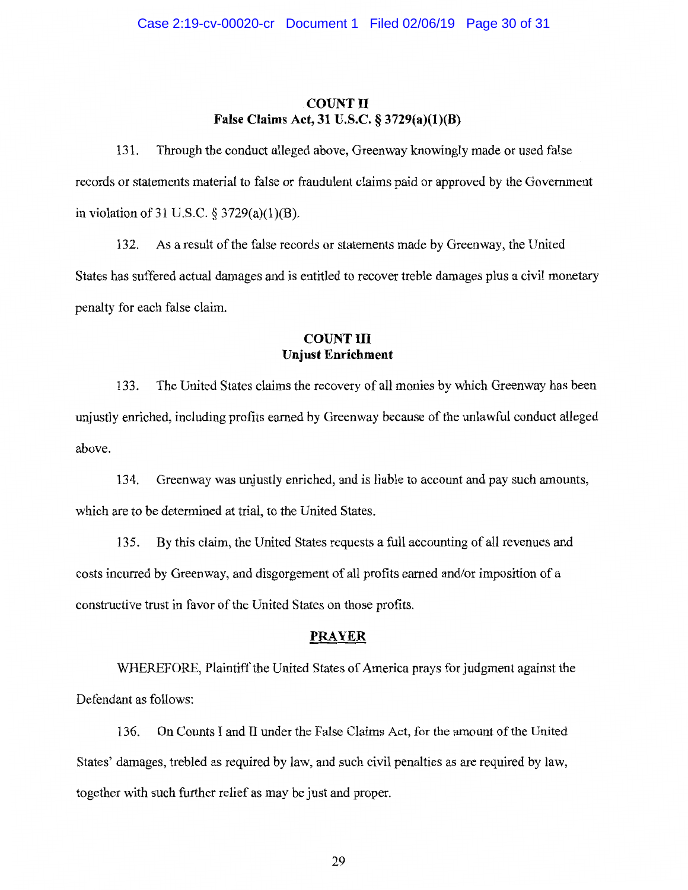## COUNT II
## False Claims Act, 31 U.S.C. § 3729(a)(1)(B)

131. Through the conduct alleged above, Greenway knowingly made or used false records or statements material to false or fraudulent claims paid or approved by the Government in violation of 31 U.S.C. § 3729(a)(1)(B).

132. As a result of the false records or statements made by Greenway, the United States has suffered actual damages and is entitled to recover treble damages plus a civil monetary penalty for each false claim.

## COUNT III
## Unjust Enrichment

133. The United States claims the recovery of all monies by which Greenway has been unjustly enriched, including profits earned by Greenway because of the unlawful conduct alleged above.

134. Greenway was unjustly enriched, and is liable to account and pay such amounts, which are to be determined at trial, to the United States.

135. By this claim, the United States requests a full accounting of all revenues and costs incurred by Greenway, and disgorgement of all profits earned and/or imposition of a constructive trust in favor of the United States on those profits.

## PRAYER

WHEREFORE, Plaintiff the United States of America prays for judgment against the Defendant as follows:

136. On Counts I and II under the False Claims Act, for the amount of the United States' damages, trebled as required by law, and such civil penalties as are required by law, together with such further relief as may be just and proper.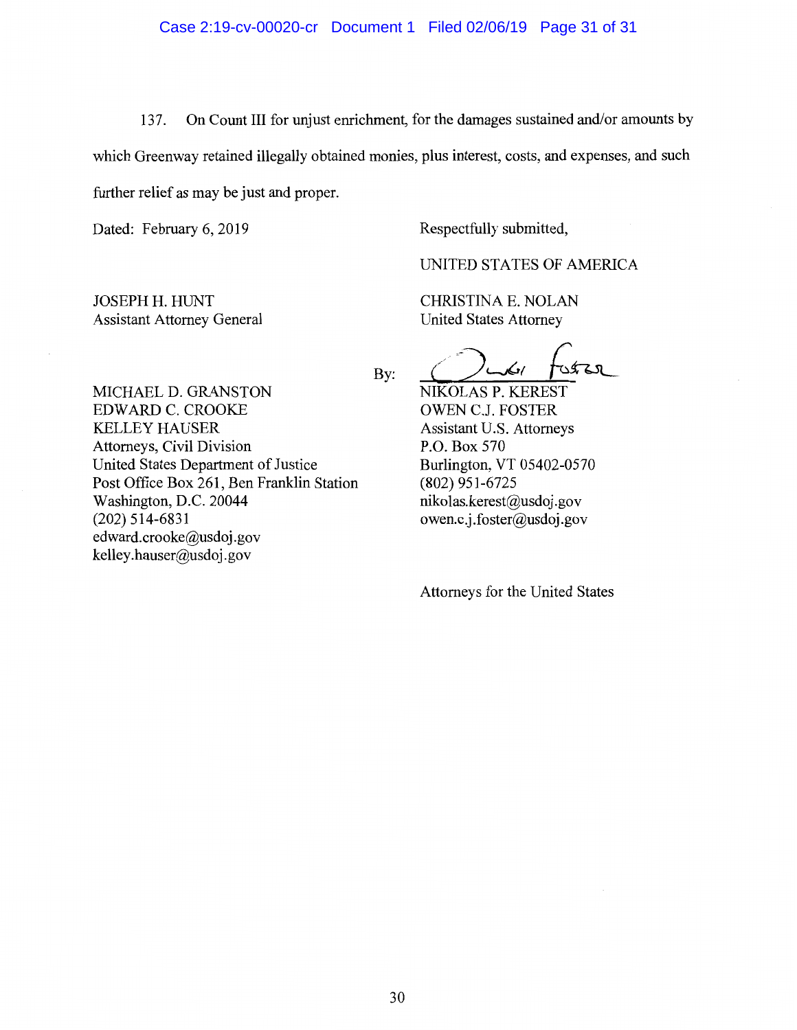137. On Count III for unjust enrichment, for the damages sustained and/or amounts by which Greenway retained illegally obtained monies, plus interest, costs, and expenses, and such further relief as may be just and proper.

Dated: February 6, 2019

Respectfully submitted,

UNITED STATES OF AMERICA

JOSEPH H. HUNT
Assistant Attorney General

CHRISTINA E. NOLAN
United States Attorney

By: 

NIKOLAS P. KEREST
OWEN C.J. FOSTER
Assistant U.S. Attorneys
P.O. Box 570
Burlington, VT 05402-0570
(802) 951-6725
nikolas.kerest@usdoj.gov
owen.c.j.foster@usdoj.gov

MICHAEL D. GRANSTON
EDWARD C. CROOKE
KELLEY HAUSER
Attorneys, Civil Division
United States Department of Justice
Post Office Box 261, Ben Franklin Station
Washington, D.C. 20044
(202) 514-6831
edward.crooke@usdoj.gov
kelley.hauser@usdoj.gov

Attorneys for the United States